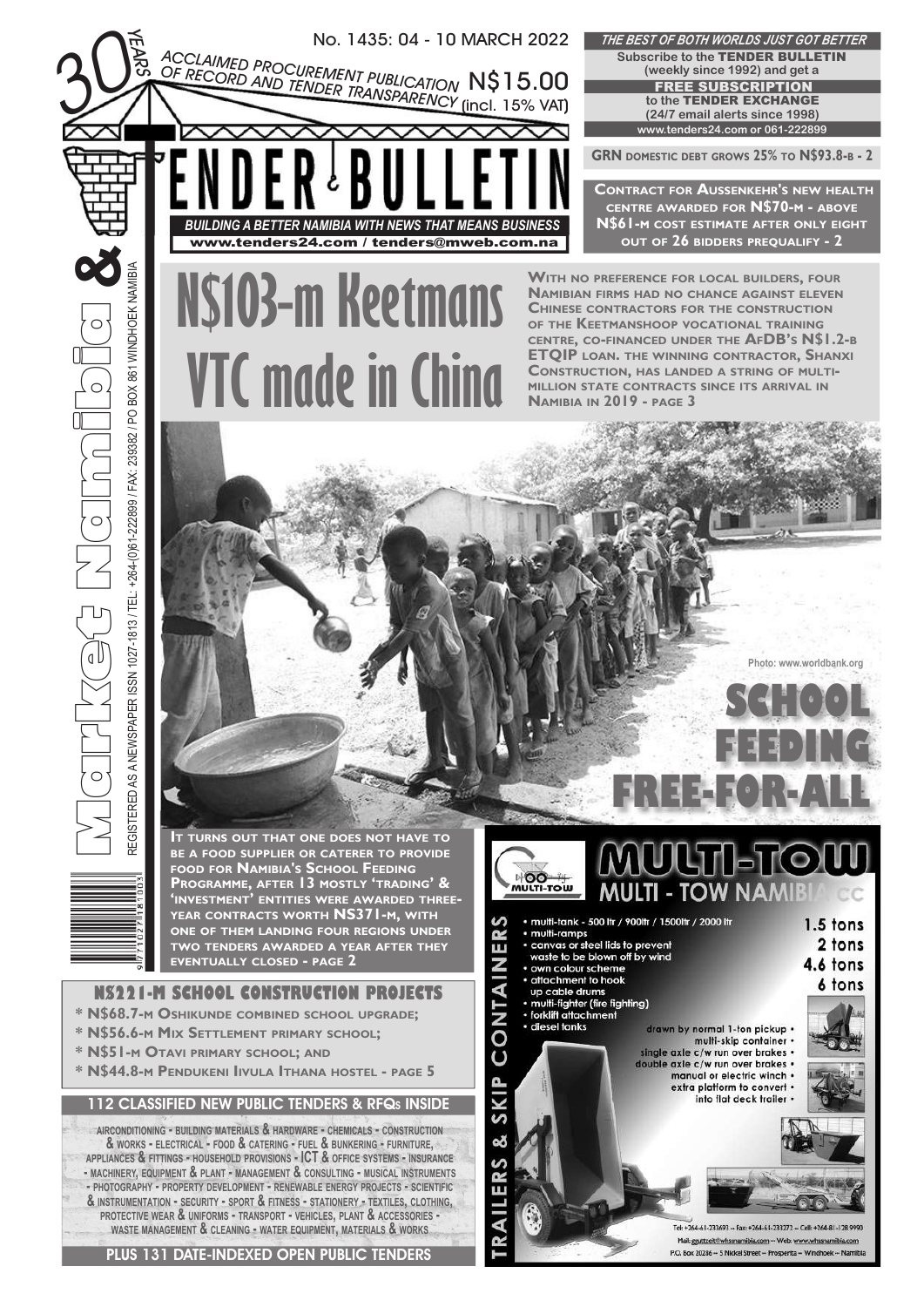30 YEARS

ACCLAIMED PROCUREMENT PUBLICATION OF RECORD AND TENDER TRANSPARENCY

No. 1435: 04 - 10 MARCH 2022

N$15.00 (incl. 15% VAT)

*THE BEST OF BOTH WORLDS JUST GOT BETTER*

Subscribe to the **TENDER BULLETIN** (weekly since 1992) and get a **FREE SUBSCRIPTION** to the **TENDER EXCHANGE** (24/7 email alerts since 1998)

www.tenders24.com or 061-222899

# TENDER BULLETIN

*BUILDING A BETTER NAMIBIA WITH NEWS THAT MEANS BUSINESS*

www.tenders24.com / tenders@mweb.com.na

Market Namibia &

REGISTERED AS A NEWSPAPER ISSN 1027-1813 / TEL: +264-(0)61-222899 / FAX: 239382 / PO BOX 861 WINDHOEK NAMIBIA

**GRN DOMESTIC DEBT GROWS 25% TO N$93.8-B - 2**

**CONTRACT FOR AUSSENKEHR'S NEW HEALTH CENTRE AWARDED FOR N$70-M - ABOVE N$61-M COST ESTIMATE AFTER ONLY EIGHT OUT OF 26 BIDDERS PREQUALIFY - 2**

# N$103-m Keetmans VTC made in China

**WITH NO PREFERENCE FOR LOCAL BUILDERS, FOUR NAMIBIAN FIRMS HAD NO CHANCE AGAINST ELEVEN CHINESE CONTRACTORS FOR THE CONSTRUCTION OF THE KEETMANSHOOP VOCATIONAL TRAINING CENTRE, CO-FINANCED UNDER THE AFDB'S N$1.2-B ETQIP LOAN. THE WINNING CONTRACTOR, SHANXI CONSTRUCTION, HAS LANDED A STRING OF MULTI-MILLION STATE CONTRACTS SINCE ITS ARRIVAL IN NAMIBIA IN 2019 - PAGE 3**

Photo: www.worldbank.org

# SCHOOL FEEDING FREE-FOR-ALL

**IT TURNS OUT THAT ONE DOES NOT HAVE TO BE A FOOD SUPPLIER OR CATERER TO PROVIDE FOOD FOR NAMIBIA'S SCHOOL FEEDING PROGRAMME, AFTER 13 MOSTLY 'TRADING' & 'INVESTMENT' ENTITIES WERE AWARDED THREE-YEAR CONTRACTS WORTH NS371-M, WITH ONE OF THEM LANDING FOUR REGIONS UNDER TWO TENDERS AWARDED A YEAR AFTER THEY EVENTUALLY CLOSED - PAGE 2**

## NS221-M SCHOOL CONSTRUCTION PROJECTS

* **N$68.7-M OSHIKUNDE COMBINED SCHOOL UPGRADE;**
* **N$56.6-M MIX SETTLEMENT PRIMARY SCHOOL;**
* **N$51-M OTAVI PRIMARY SCHOOL; AND**
* **N$44.8-M PENDUKENI IIVULA ITHANA HOSTEL - PAGE 5**

## 112 CLASSIFIED NEW PUBLIC TENDERS & RFQs INSIDE

AIRCONDITIONING - BUILDING MATERIALS & HARDWARE - CHEMICALS - CONSTRUCTION & WORKS - ELECTRICAL - FOOD & CATERING - FUEL & BUNKERING - FURNITURE, APPLIANCES & FITTINGS - HOUSEHOLD PROVISIONS - ICT & OFFICE SYSTEMS - INSURANCE - MACHINERY, EQUIPMENT & PLANT - MANAGEMENT & CONSULTING - MUSICAL INSTRUMENTS - PHOTOGRAPHY - PROPERTY DEVELOPMENT - RENEWABLE ENERGY PROJECTS - SCIENTIFIC & INSTRUMENTATION - SECURITY - SPORT & FITNESS - STATIONERY - TEXTILES, CLOTHING, PROTECTIVE WEAR & UNIFORMS - TRANSPORT - VEHICLES, PLANT & ACCESSORIES - WASTE MANAGEMENT & CLEANING - WATER EQUIPMENT, MATERIALS & WORKS

**PLUS 131 DATE-INDEXED OPEN PUBLIC TENDERS**

## MULTI-TOW

MULTI - TOW NAMIBIA cc

TRAILERS & SKIP CONTAINERS

* multi-tank - 500 ltr / 900ltr / 1500ltr / 2000 ltr
* multi-ramps
* canvas or steel lids to prevent waste to be blown off by wind
* own colour scheme
* attachment to hook up cable drums
* multi-fighter (fire fighting)
* forklift attachment
* diesel tanks

1.5 tons
2 tons
4.6 tons
6 tons

* drawn by normal 1-ton pickup
* multi-skip container
* single axle c/w run over brakes
* double axle c/w run over brakes
* manual or electric winch
* extra platform to convert into flat deck trailer

Tel: +264-61-233693 - Fax: +264-61-233273 - Cell: +264-81-128 9990
Mail: gputzelt@whsnamibia.com - Web: www.whsnamibia.com
P.O. Box 20286 - 5 Nickel Street - Prosperita - Windhoek - Namibia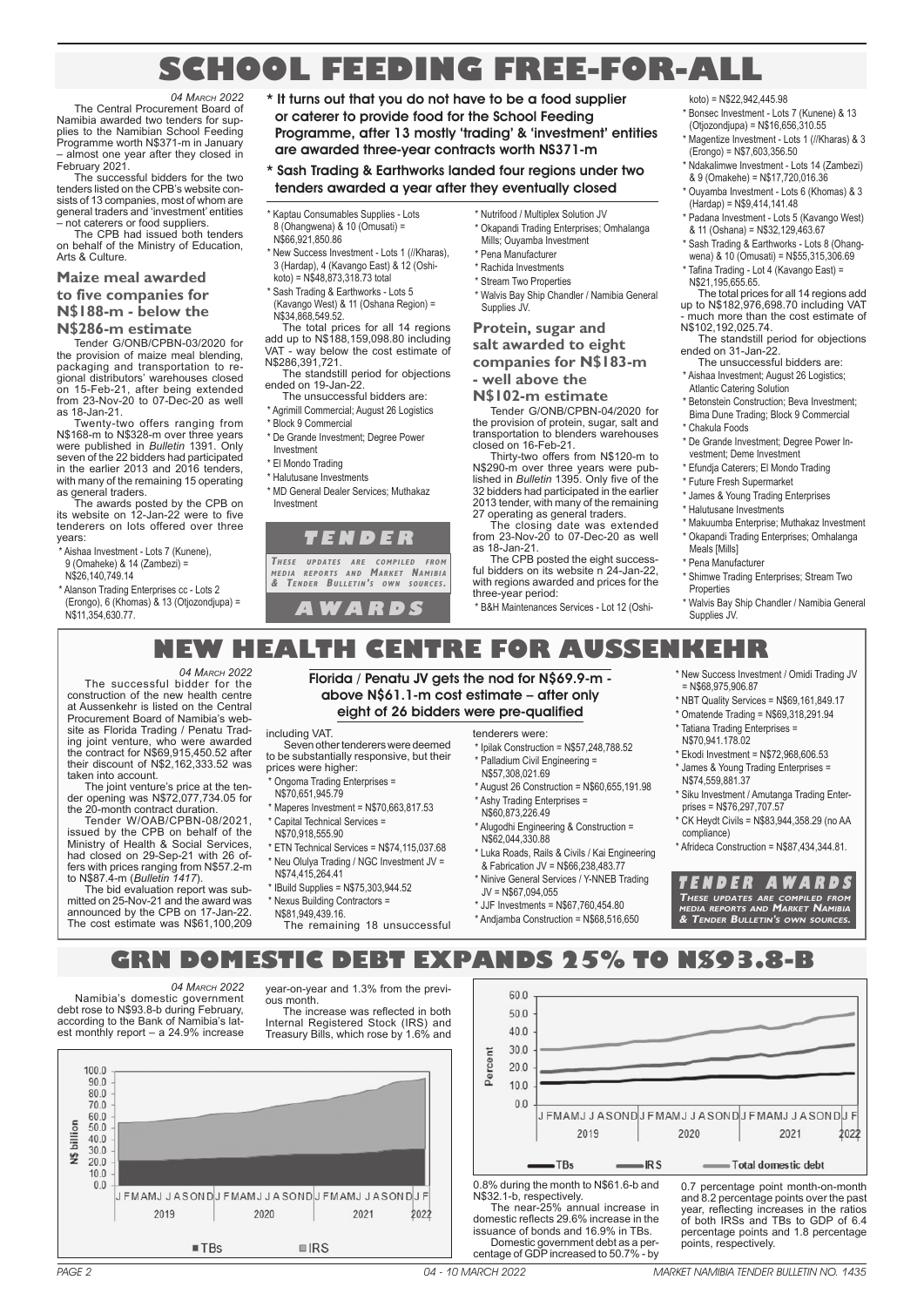# SCHOOL FEEDING FREE-FOR-ALL

*04 March 2022*

The Central Procurement Board of Namibia awarded two tenders for supplies to the Namibian School Feeding Programme worth N$371-m in January – almost one year after they closed in February 2021.

The successful bidders for the two tenders listed on the CPB's website consists of 13 companies, most of whom are general traders and 'investment' entities – not caterers or food suppliers.

The CPB had issued both tenders on behalf of the Ministry of Education, Arts & Culture.

**\* It turns out that you do not have to be a food supplier or caterer to provide food for the School Feeding Programme, after 13 mostly 'trading' & 'investment' entities are awarded three-year contracts worth N$371-m**

**\* Sash Trading & Earthworks landed four regions under two tenders awarded a year after they eventually closed**

### Maize meal awarded to five companies for N$188-m - below the N$286-m estimate

Tender G/ONB/CPBN-03/2020 for the provision of maize meal blending, packaging and transportation to regional distributors' warehouses closed on 15-Feb-21, after being extended from 23-Nov-20 to 07-Dec-20 as well as 18-Jan-21.

Twenty-two offers ranging from N$168-m to N$328-m over three years were published in *Bulletin* 1391. Only seven of the 22 bidders had participated in the earlier 2013 and 2016 tenders, with many of the remaining 15 operating as general traders.

The awards posted by the CPB on its website on 12-Jan-22 were to five tenderers on lots offered over three years:

- Aishaa Investment - Lots 7 (Kunene), 9 (Omaheke) & 14 (Zambezi) = N$26,140,749.14
- Alanson Trading Enterprises cc - Lots 2 (Erongo), 6 (Khomas) & 13 (Otjozondjupa) = N$11,354,630.77.
- Kaptau Consumables Supplies - Lots 8 (Ohangwena) & 10 (Omusati) = N$66,921,850.86
- New Success Investment - Lots 1 (//Kharas), 3 (Hardap), 4 (Kavango East) & 12 (Oshikoto) = N$48,873,318.73 total
- Sash Trading & Earthworks - Lots 5 (Kavango West) & 11 (Oshana Region) = N$34,868,549.52.

The total prices for all 14 regions add up to N$188,159,098.80 including VAT - way below the cost estimate of N$286,391,721.

The standstill period for objections ended on 19-Jan-22.

The unsuccessful bidders are:

- Agrimill Commercial; August 26 Logistics
- Block 9 Commercial
- De Grande Investment; Degree Power Investment
- El Mondo Trading
- Halutusane Investments
- MD General Dealer Services; Muthakaz Investment
- Nutrifood / Multiplex Solution JV
- Okapandi Trading Enterprises; Omhalanga Mills; Ouyamba Investment
- Pena Manufacturer
- Rachida Investments
- Stream Two Properties
- Walvis Bay Ship Chandler / Namibia General Supplies JV.

### Protein, sugar and salt awarded to eight companies for N$183-m - well above the N$102-m estimate

Tender G/ONB/CPBN-04/2020 for the provision of protein, sugar, salt and transportation to blenders warehouses closed on 16-Feb-21.

Thirty-two offers from N$120-m to N$290-m over three years were published in *Bulletin* 1395. Only five of the 32 bidders had participated in the earlier 2013 tender, with many of the remaining 27 operating as general traders.

The closing date was extended from 23-Nov-20 to 07-Dec-20 as well as 18-Jan-21.

The CPB posted the eight successful bidders on its website n 24-Jan-22, with regions awarded and prices for the three-year period:

- B&H Maintenances Services - Lot 12 (Oshikoto) = N$22,942,445.98
- Bonsec Investment - Lots 7 (Kunene) & 13 (Otjozondjupa) = N$16,656,310.55
- Magentize Investment - Lots 1 (//Kharas) & 3 (Erongo) = N$7,603,356.50
- Ndakalimwe Investment - Lots 14 (Zambezi) & 9 (Omakehe) = N$17,720,016.36
- Ouyamba Investment - Lots 6 (Khomas) & 3 (Hardap) = N$9,414,141.48
- Padana Investment - Lots 5 (Kavango West) & 11 (Oshana) = N$32,129,463.67
- Sash Trading & Earthworks - Lots 8 (Ohangwena) & 10 (Omusati) = N$55,315,306.69
- Tafina Trading - Lot 4 (Kavango East) = N$21,195,655.65.

The total prices for all 14 regions add up to N$182,976,698.70 including VAT - much more than the cost estimate of N$102,192,025.74.

The standstill period for objections ended on 31-Jan-22.

The unsuccessful bidders are:

- Aishaa Investment; August 26 Logistics; Atlantic Catering Solution
- Betonstein Construction; Beva Investment; Bima Dune Trading; Block 9 Commercial
- Chakula Foods
- De Grande Investment; Degree Power Investment; Deme Investment
- Efundja Caterers; El Mondo Trading
- Future Fresh Supermarket
- James & Young Trading Enterprises
- Halutusane Investments
- Makuumba Enterprise; Muthakaz Investment
- Okapandi Trading Enterprises; Omhalanga Meals [Mills]
- Pena Manufacturer
- Shimwe Trading Enterprises; Stream Two Properties
- Walvis Bay Ship Chandler / Namibia General Supplies JV.

**TENDER AWARDS**

*These updates are compiled from media reports and Market Namibia & Tender Bulletin's own sources.*

# NEW HEALTH CENTRE FOR AUSSENKEHR

*04 March 2022*

The successful bidder for the construction of the new health centre at Aussenkehr is listed on the Central Procurement Board of Namibia's website as Florida Trading / Penatu Trading joint venture, who were awarded the contract for N$69,915,450.52 after their discount of N$2,162,333.52 was taken into account.

**Florida / Penatu JV gets the nod for N$69.9-m - above N$61.1-m cost estimate – after only eight of 26 bidders were pre-qualified**

The joint venture's price at the tender opening was N$72,077,734.05 for the 20-month contract duration.

Tender W/OAB/CPBN-08/2021, issued by the CPB on behalf of the Ministry of Health & Social Services, had closed on 29-Sep-21 with 26 offers with prices ranging from N$57.2-m to N$87.4-m (*Bulletin 1417*).

The bid evaluation report was submitted on 25-Nov-21 and the award was announced by the CPB on 17-Jan-22. The cost estimate was N$61,100,209 including VAT.

Seven other tenderers were deemed to be substantially responsive, but their prices were higher:

- Ongoma Trading Enterprises = N$70,651,945.79
- Maperes Investment = N$70,663,817.53
- Capital Technical Services = N$70,918,555.90
- ETN Technical Services = N$74,115,037.68
- Neu Olulya Trading / NGC Investment JV = N$74,415,264.41
- IBuild Supplies = N$75,303,944.52
- Nexus Building Contractors = N$81,949,439.16.

The remaining 18 unsuccessful tenderers were:

- Ipilak Construction = N$57,248,788.52
- Palladium Civil Engineering = N$57,308,021.69
- August 26 Construction = N$60,655,191.98
- Ashy Trading Enterprises = N$60,873,226.49
- Alugodhi Engineering & Construction = N$62,044,330.88
- Luka Roads, Rails & Civils / Kai Engineering & Fabrication JV = N$66,238,483.77
- Ninive General Services / Y-NNEB Trading JV = N$67,094,055
- JJF Investments = N$67,760,454.80
- Andjamba Construction = N$68,516,650
- New Success Investment / Omidi Trading JV = N$68,975,906.87
- NBT Quality Services = N$69,161,849.17
- Omatende Trading = N$69,318,291.94
- Tatiana Trading Enterprises = N$70,941.178.02
- Ekodi Investment = N$72,968,606.53
- James & Young Trading Enterprises = N$74,559,881.37
- Siku Investment / Amutanga Trading Enterprises = N$76,297,707.57
- CK Heydt Civils = N$83,944,358.29 (no AA compliance)
- Afrideca Construction = N$87,434,344.81.

**TENDER AWARDS**

*These updates are compiled from media reports and Market Namibia & Tender Bulletin's own sources.*

# GRN DOMESTIC DEBT EXPANDS 25% TO N$93.8-B

*04 March 2022*

Namibia's domestic government debt rose to N$93.8-b during February, according to the Bank of Namibia's latest monthly report – a 24.9% increase year-on-year and 1.3% from the previous month.

The increase was reflected in both Internal Registered Stock (IRS) and Treasury Bills, which rose by 1.6% and 0.8% during the month to N$61.6-b and N$32.1-b, respectively.

The near-25% annual increase in domestic reflects 29.6% increase in the issuance of bonds and 16.9% in TBs.

Domestic government debt as a percentage of GDP increased to 50.7% - by 0.7 percentage point month-on-month and 8.2 percentage points over the past year, reflecting increases in the ratios of both IRSs and TBs to GDP of 6.4 percentage points and 1.8 percentage points, respectively.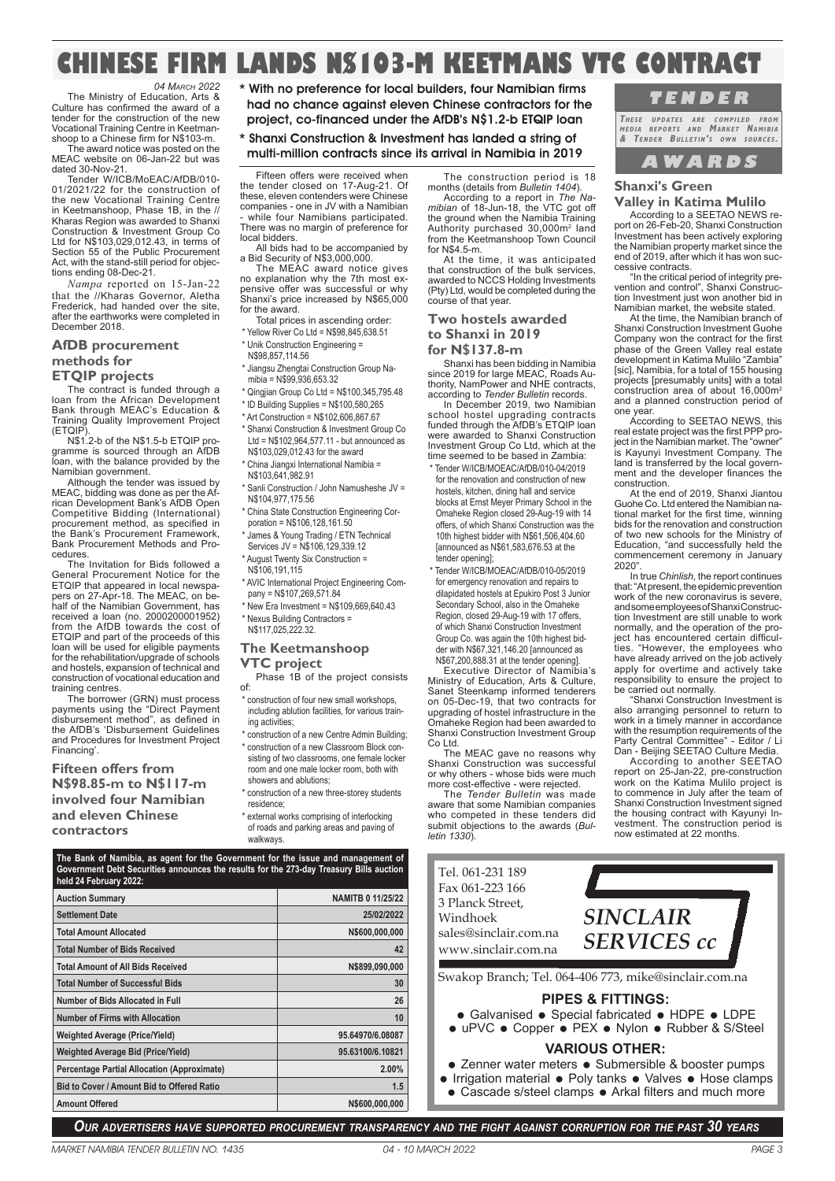# CHINESE FIRM LANDS N$103-M KEETMANS VTC CONTRACT

*04 March 2022*

The Ministry of Education, Arts & Culture has confirmed the award of a tender for the construction of the new Vocational Training Centre in Keetmanshoop to a Chinese firm for N$103-m.

The award notice was posted on the MEAC website on 06-Jan-22 but was dated 30-Nov-21.

Tender W/ICB/MoEAC/AfDB/010-01/2021/22 for the construction of the new Vocational Training Centre in Keetmanshoop, Phase 1B, in the //Kharas Region was awarded to Shanxi Construction & Investment Group Co Ltd for N$103,029,012.43, in terms of Section 55 of the Public Procurement Act, with the stand-still period for objections ending 08-Dec-21.

*Nampa* reported on 15-Jan-22 that the //Kharas Governor, Aletha Frederick, had handed over the site, after the earthworks were completed in December 2018.

### AfDB procurement methods for ETQIP projects

The contract is funded through a loan from the African Development Bank through MEAC's Education & Training Quality Improvement Project (ETQIP).

N$1.2-b of the N$1.5-b ETQIP programme is sourced through an AfDB loan, with the balance provided by the Namibian government.

Although the tender was issued by MEAC, bidding was done as per the African Development Bank's AfDB Open Competitive Bidding (International) procurement method, as specified in the Bank's Procurement Framework, Bank Procurement Methods and Procedures.

The Invitation for Bids followed a General Procurement Notice for the ETQIP that appeared in local newspapers on 27-Apr-18. The MEAC, on behalf of the Namibian Government, has received a loan (no. 2000200001952) from the AfDB towards the cost of ETQIP and part of the proceeds of this loan will be used for eligible payments for the rehabilitation/upgrade of schools and hostels, expansion of technical and construction of vocational education and training centres.

The borrower (GRN) must process payments using the "Direct Payment disbursement method", as defined in the AfDB's 'Disbursement Guidelines and Procedures for Investment Project Financing'.

### Fifteen offers from N$98.85-m to N$117-m involved four Namibian and eleven Chinese contractors

**\* With no preference for local builders, four Namibian firms had no chance against eleven Chinese contractors for the project, co-financed under the AfDB's N$1.2-b ETQIP loan**

**\* Shanxi Construction & Investment has landed a string of multi-million contracts since its arrival in Namibia in 2019**

Fifteen offers were received when the tender closed on 17-Aug-21. Of these, eleven contenders were Chinese companies - one in JV with a Namibian - while four Namibians participated. There was no margin of preference for local bidders.

All bids had to be accompanied by a Bid Security of N$3,000,000.

The MEAC award notice gives no explanation why the 7th most expensive offer was successful or why Shanxi's price increased by N$65,000 for the award.

Total prices in ascending order:

- Yellow River Co Ltd = N$98,845,638.51
- Unik Construction Engineering = N$98,857,114.56
- Jiangsu Zhengtai Construction Group Namibia = N$99,936,653.32
- Qingjian Group Co Ltd = N$100,345,795.48
- ID Building Supplies = N$100,580,265
- Art Construction = N$102,606,867.67
- Shanxi Construction & Investment Group Co Ltd = N$102,964,577.11 - but announced as N$103,029,012.43 for the award
- China Jiangxi International Namibia = N$103,641,982.91
- Sanli Construction / John Namusheshe JV = N$104,977,175.56
- China State Construction Engineering Corporation = N$106,128,161.50
- James & Young Trading / ETN Technical Services JV = N$106,129,339.12
- August Twenty Six Construction = N$106,191,115
- AVIC International Project Engineering Company = N$107,269,571.84
- New Era Investment = N$109,669,640.43
- Nexus Building Contractors = N$117,025,222.32.

### The Keetmanshoop VTC project

Phase 1B of the project consists of:

- construction of four new small workshops, including ablution facilities, for various training activities;
- construction of a new Centre Admin Building;
- construction of a new Classroom Block consisting of two classrooms, one female locker room and one male locker room, both with showers and ablutions;
- construction of a new three-storey students residence;
- external works comprising of interlocking of roads and parking areas and paving of walkways.

The construction period is 18 months (details from *Bulletin 1404*).

According to a report in *The Namibian* of 18-Jun-18, the VTC got off the ground when the Namibia Training Authority purchased 30,000m² land from the Keetmanshoop Town Council for N$4.5-m.

At the time, it was anticipated that construction of the bulk services, awarded to NCCS Holding Investments (Pty) Ltd, would be completed during the course of that year.

### Two hostels awarded to Shanxi in 2019 for N$137.8-m

Shanxi has been bidding in Namibia since 2019 for large MEAC, Roads Authority, NamPower and NHE contracts, according to *Tender Bulletin* records.

In December 2019, two Namibian school hostel upgrading contracts funded through the AfDB's ETQIP loan were awarded to Shanxi Construction Investment Group Co Ltd, which at the time seemed to be based in Zambia:

- Tender W/ICB/MOEAC/AfDB/010-04/2019 for the renovation and construction of new hostels, kitchen, dining hall and service blocks at Ernst Meyer Primary School in the Omaheke Region closed 29-Aug-19 with 14 offers, of which Shanxi Construction was the 10th highest bidder with N$61,506,404.60 [announced as N$61,583,676.53 at the tender opening];
- Tender W/ICB/MOEAC/AfDB/010-05/2019 for emergency renovation and repairs to dilapidated hostels at Epukiro Post 3 Junior Secondary School, also in the Omaheke Region, closed 29-Aug-19 with 17 offers, of which Shanxi Construction Investment Group Co. was again the 10th highest bidder with N$67,321,146.20 [announced as N$67,200,888.31 at the tender opening].

Executive Director of Namibia's Ministry of Education, Arts & Culture, Sanet Steenkamp informed tenderers on 05-Dec-19, that two contracts for upgrading of hostel infrastructure in the Omaheke Region had been awarded to Shanxi Construction Investment Group Co Ltd.

The MEAC gave no reasons why Shanxi Construction was successful or why others - whose bids were much more cost-effective - were rejected.

The *Tender Bulletin* was made aware that some Namibian companies who competed in these tenders did submit objections to the awards (*Bulletin 1330*).

## TENDER AWARDS

*These updates are compiled from media reports and Market Namibia & Tender Bulletin's own sources.*

### Shanxi's Green Valley in Katima Mulilo

According to a SEETAO NEWS report on 26-Feb-20, Shanxi Construction Investment has been actively exploring the Namibian property market since the end of 2019, after which it has won successive contracts.

"In the critical period of integrity prevention and control", Shanxi Construction Investment just won another bid in Namibian market, the website stated.

At the time, the Namibian branch of Shanxi Construction Investment Guohe Company won the contract for the first phase of the Green Valley real estate development in Katima Mulilo "Zambia" [sic], Namibia, for a total of 155 housing projects [presumably units] with a total construction area of about 16,000m² and a planned construction period of one year.

According to SEETAO NEWS, this real estate project was the first PPP project in the Namibian market. The "owner" is Kayunyi Investment Company. The land is transferred by the local government and the developer finances the construction.

At the end of 2019, Shanxi Jiantou Guohe Co. Ltd entered the Namibian national market for the first time, winning bids for the renovation and construction of two new schools for the Ministry of Education, "and successfully held the commencement ceremony in January 2020".

In true *Chinlish*, the report continues that: "At present, the epidemic prevention work of the new coronavirus is severe, and some employees of Shanxi Construction Investment are still unable to work normally, and the operation of the project has encountered certain difficulties. "However, the employees who have already arrived on the job actively apply for overtime and actively take responsibility to ensure the project to be carried out normally.

"Shanxi Construction Investment is also arranging personnel to return to work in a timely manner in accordance with the resumption requirements of the Party Central Committee" - Editor / Li Dan - Beijing SEETAO Culture Media.

According to another SEETAO report on 25-Jan-22, pre-construction work on the Katima Mulilo project is to commence in July after the team of Shanxi Construction Investment signed the housing contract with Kayunyi Investment. The construction period is now estimated at 22 months.

---

**The Bank of Namibia, as agent for the Government for the issue and management of Government Debt Securities announces the results for the 273-day Treasury Bills auction held 24 February 2022:**

| Auction Summary | NAMITB 0 11/25/22 |
|---|---|
| Settlement Date | 25/02/2022 |
| Total Amount Allocated | N$600,000,000 |
| Total Number of Bids Received | 42 |
| Total Amount of All Bids Received | N$899,090,000 |
| Total Number of Successful Bids | 30 |
| Number of Bids Allocated in Full | 26 |
| Number of Firms with Allocation | 10 |
| Weighted Average (Price/Yield) | 95.64970/6.08087 |
| Weighted Average Bid (Price/Yield) | 95.63100/6.10821 |
| Percentage Partial Allocation (Approximate) | 2.00% |
| Bid to Cover / Amount Bid to Offered Ratio | 1.5 |
| Amount Offered | N$600,000,000 |

---

**SINCLAIR SERVICES cc**

Tel. 061-231 189
Fax 061-223 166
3 Planck Street,
Windhoek
sales@sinclair.com.na
www.sinclair.com.na

Swakop Branch; Tel. 064-406 773, mike@sinclair.com.na

**PIPES & FITTINGS:**

● Galvanised ● Special fabricated ● HDPE ● LDPE
● uPVC ● Copper ● PEX ● Nylon ● Rubber & S/Steel

**VARIOUS OTHER:**

● Zenner water meters ● Submersible & booster pumps
● Irrigation material ● Poly tanks ● Valves ● Hose clamps
● Cascade s/steel clamps ● Arkal filters and much more

---

*OUR ADVERTISERS HAVE SUPPORTED PROCUREMENT TRANSPARENCY AND THE FIGHT AGAINST CORRUPTION FOR THE PAST 30 YEARS*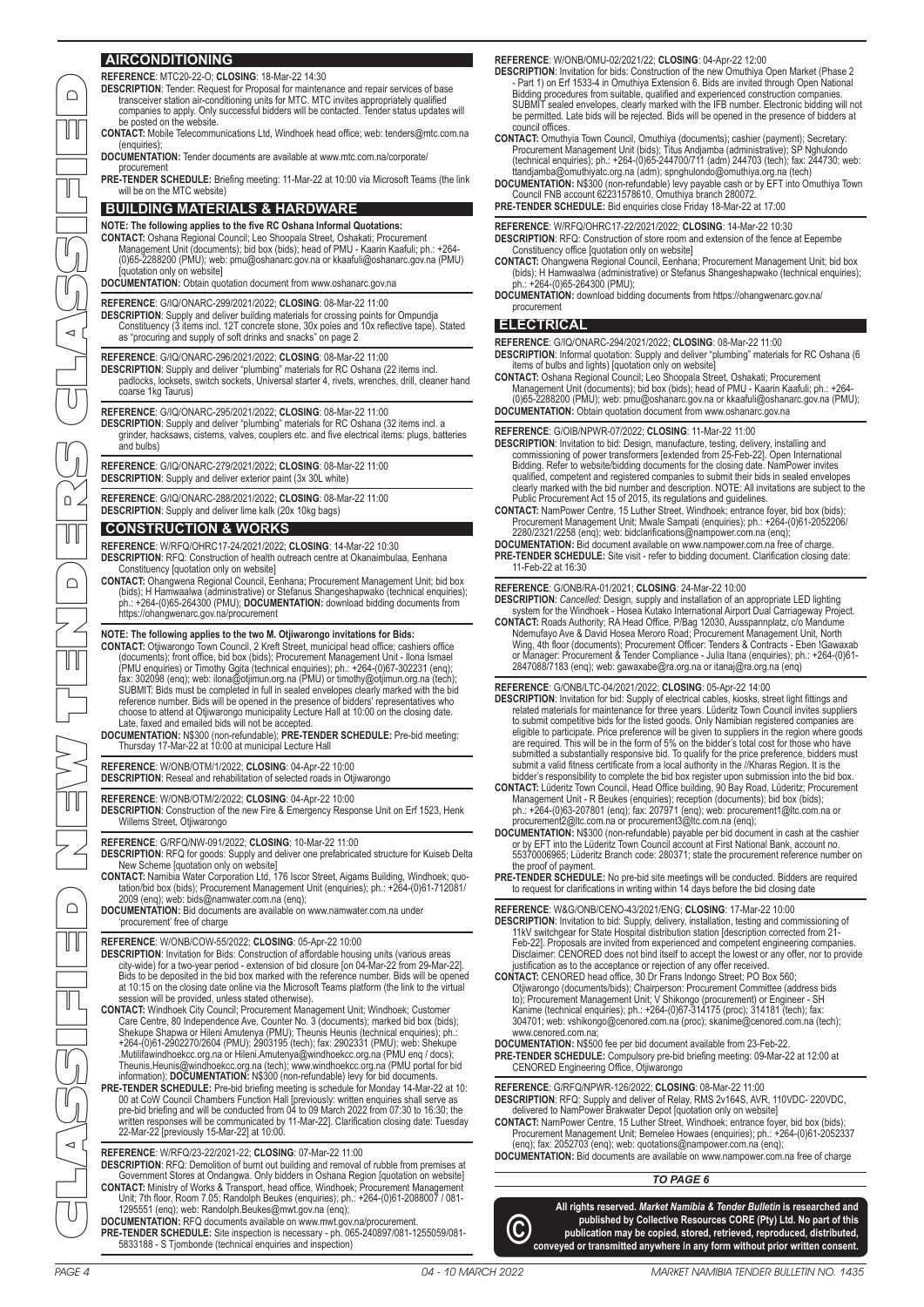## AIRCONDITIONING

**REFERENCE**: MTC20-22-O; **CLOSING**: 18-Mar-22 14:30
**DESCRIPTION**: Tender: Request for Proposal for maintenance and repair services of base transceiver station air-conditioning units for MTC. MTC invites appropriately qualified companies to apply. Only successful bidders will be contacted. Tender status updates will be posted on the website.
**CONTACT:** Mobile Telecommunications Ltd, Windhoek head office; web: tenders@mtc.com.na (enquiries);
**DOCUMENTATION:** Tender documents are available at www.mtc.com.na/corporate/procurement
**PRE-TENDER SCHEDULE:** Briefing meeting: 11-Mar-22 at 10:00 via Microsoft Teams (the link will be on the MTC website)

## BUILDING MATERIALS & HARDWARE

**NOTE: The following applies to the five RC Oshana Informal Quotations:**
**CONTACT:** Oshana Regional Council; Leo Shoopala Street, Oshakati; Procurement Management Unit (documents); bid box (bids); head of PMU - Kaarin Kaafuli; ph.: +264-(0)65-2288200 (PMU); web: pmu@oshanarc.gov.na or kkaafuli@oshanarc.gov.na (PMU) [quotation only on website]
**DOCUMENTATION:** Obtain quotation document from www.oshanarc.gov.na

**REFERENCE**: G/IQ/ONARC-299/2021/2022; **CLOSING**: 08-Mar-22 11:00
**DESCRIPTION**: Supply and deliver building materials for crossing points for Ompundja Constituency (3 items incl. 12T concrete stone, 30x poles and 10x reflective tape). Stated as "procuring and supply of soft drinks and snacks" on page 2

**REFERENCE**: G/IQ/ONARC-296/2021/2022; **CLOSING**: 08-Mar-22 11:00
**DESCRIPTION**: Supply and deliver "plumbing" materials for RC Oshana (22 items incl. padlocks, locksets, switch sockets, Universal starter 4, rivets, wrenches, drill, cleaner hand coarse 1kg Taurus)

**REFERENCE**: G/IQ/ONARC-295/2021/2022; **CLOSING**: 08-Mar-22 11:00
**DESCRIPTION**: Supply and deliver "plumbing" materials for RC Oshana (32 items incl. a grinder, hacksaws, cisterns, valves, couplers etc. and five electrical items: plugs, batteries and bulbs)

**REFERENCE**: G/IQ/ONARC-279/2021/2022; **CLOSING**: 08-Mar-22 11:00
**DESCRIPTION**: Supply and deliver exterior paint (3x 30L white)

**REFERENCE**: G/IQ/ONARC-288/2021/2022; **CLOSING**: 08-Mar-22 11:00
**DESCRIPTION**: Supply and deliver lime kalk (20x 10kg bags)

## CONSTRUCTION & WORKS

**REFERENCE**: W/RFQ/OHRC17-24/2021/2022; **CLOSING**: 14-Mar-22 10:30
**DESCRIPTION**: RFQ: Construction of health outreach centre at Okanaimbulaa, Eenhana Constituency [quotation only on website]
**CONTACT:** Ohangwena Regional Council, Eenhana; Procurement Management Unit; bid box (bids); H Hamwaalwa (administrative) or Stefanus Shangeshapwako (technical enquiries); ph.: +264-(0)65-264300 (PMU); **DOCUMENTATION:** download bidding documents from https://ohangwenarc.gov.na/procurement

**NOTE: The following applies to the two M. Otjiwarongo invitations for Bids:**
**CONTACT:** Otjiwarongo Town Council, 2 Kreft Street, municipal head office; cashiers office (documents); front office, bid box (bids); Procurement Management Unit - Ilona Ismael (PMU enquiries) or Timothy Ggita (technical enquiries); ph.: +264-(0)67-302231 (enq); fax: 302098 (enq); web: ilona@otjimun.org.na (PMU) or timothy@otjimun.org.na (tech); SUBMIT: Bids must be completed in full in sealed envelopes clearly marked with the bid reference number. Bids will be opened in the presence of bidders' representatives who choose to attend at Otjiwarongo municipality Lecture Hall at 10:00 on the closing date. Late, faxed and emailed bids will not be accepted.
**DOCUMENTATION:** N$300 (non-refundable); **PRE-TENDER SCHEDULE:** Pre-bid meeting: Thursday 17-Mar-22 at 10:00 at municipal Lecture Hall

**REFERENCE**: W/ONB/OTM/1/2022; **CLOSING**: 04-Apr-22 10:00
**DESCRIPTION**: Reseal and rehabilitation of selected roads in Otjiwarongo

**REFERENCE**: W/ONB/OTM/2/2022; **CLOSING**: 04-Apr-22 10:00
**DESCRIPTION**: Construction of the new Fire & Emergency Response Unit on Erf 1523, Henk Willems Street, Otjiwarongo

**REFERENCE**: G/RFQ/NW-091/2022; **CLOSING**: 10-Mar-22 11:00
**DESCRIPTION**: RFQ for goods: Supply and deliver one prefabricated structure for Kuiseb Delta New Scheme [quotation only on website]
**CONTACT:** Namibia Water Corporation Ltd, 176 Iscor Street, Aigams Building, Windhoek; quotation/bid box (bids); Procurement Management Unit (enquiries); ph.: +264-(0)61-712081/2009 (enq); web: bids@namwater.com.na (enq);
**DOCUMENTATION:** Bid documents are available on www.namwater.com.na under 'procurement' free of charge

**REFERENCE**: W/ONB/COW-55/2022; **CLOSING**: 05-Apr-22 10:00
**DESCRIPTION**: Invitation for Bids: Construction of affordable housing units (various areas city-wide) for a two-year period - extension of bid closure [on 04-Mar-22 from 29-Mar-22]. Bids to be deposited in the bid box marked with the reference number. Bids will be opened at 10:15 on the closing date online via the Microsoft Teams platform (the link to the virtual session will be provided, unless stated otherwise).
**CONTACT:** Windhoek City Council; Procurement Management Unit; Windhoek; Customer Care Centre, 80 Independence Ave, Counter No. 3 (documents); marked bid box (bids); Shekupe Shapwa or Hileni Amutenya (PMU); Theunis Heunis (technical enquiries); ph.: +264-(0)61-2902270/2604 (PMU); 2903195 (tech); fax: 2902331 (PMU); web: Shekupe.Mutilifawindhoekcc.org.na or Hileni.Amutenya@windhoekcc.org.na (PMU enq / docs); Theunis.Heunis@windhoekcc.org.na (tech); www.windhoekcc.org.na (PMU portal for bid information); **DOCUMENTATION:** N$300 (non-refundable) levy for bid documents.
**PRE-TENDER SCHEDULE:** Pre-bid briefing meeting is schedule for Monday 14-Mar-22 at 10:00 at CoW Council Chambers Function Hall [previously: written enquiries shall serve as pre-bid briefing and will be conducted from 04 to 09 March 2022 from 07:30 to 16:30; the written responses will be communicated by 11-Mar-22]. Clarification closing date: Tuesday 22-Mar-22 [previously 15-Mar-22] at 10:00.

**REFERENCE**: W/RFQ/23-22/2021-22; **CLOSING**: 07-Mar-22 11:00
**DESCRIPTION**: RFQ: Demolition of burnt out building and removal of rubble from premises at Government Stores at Ondangwa. Only bidders in Oshana Region [quotation on website]
**CONTACT:** Ministry of Works & Transport, head office, Windhoek; Procurement Management Unit; 7th floor, Room 7.05; Randolph Beukes (enquiries); ph.: +264-(0)61-2088007 / 081-1295551 (enq); web: Randolph.Beukes@mwt.gov.na (enq);
**DOCUMENTATION:** RFQ documents available on www.mwt.gov.na/procurement.
**PRE-TENDER SCHEDULE:** Site inspection is necessary - ph. 065-240897/081-1255059/081-5833188 - S Tjombonde (technical enquiries and inspection)

**REFERENCE**: W/ONB/OMU-02/2021/22; **CLOSING**: 04-Apr-22 12:00
**DESCRIPTION**: Invitation for bids: Construction of the new Omuthiya Open Market (Phase 2 - Part 1) on Erf 1533-4 in Omuthiya Extension 6. Bids are invited through Open National Bidding procedures from suitable, qualified and experienced construction companies. SUBMIT sealed envelopes, clearly marked with the IFB number. Electronic bidding will not be permitted. Late bids will be rejected. Bids will be opened in the presence of bidders at council offices.
**CONTACT:** Omuthiya Town Council, Omuthiya (documents); cashier (payment); Secretary: Procurement Management Unit (bids); Titus Andjamba (administrative); SP Nghulondo (technical enquiries); ph.: +264-(0)65-244700/711 (adm) 244703 (tech); fax: 244730; web: ttandjamba@omuthiyatc.org.na (adm); spnghulondo@omuthiya.org.na (tech)
**DOCUMENTATION:** N$300 (non-refundable) levy payable cash or by EFT into Omuthiya Town Council FNB account 62231578610, Omuthiya branch 280072.
**PRE-TENDER SCHEDULE:** Bid enquiries close Friday 18-Mar-22 at 17:00

**REFERENCE**: W/RFQ/OHRC17-22/2021/2022; **CLOSING**: 14-Mar-22 10:30
**DESCRIPTION**: RFQ: Construction of store room and extension of the fence at Eepembe Constituency office [quotation only on website]
**CONTACT:** Ohangwena Regional Council, Eenhana; Procurement Management Unit; bid box (bids); H Hamwaalwa (administrative) or Stefanus Shangeshapwako (technical enquiries); ph.: +264-(0)65-264300 (PMU);
**DOCUMENTATION:** download bidding documents from https://ohangwenarc.gov.na/procurement

## ELECTRICAL

**REFERENCE**: G/IQ/ONARC-294/2021/2022; **CLOSING**: 08-Mar-22 11:00
**DESCRIPTION**: Informal quotation: Supply and deliver "plumbing" materials for RC Oshana (6 items of bulbs and lights) [quotation only on website]
**CONTACT:** Oshana Regional Council; Leo Shoopala Street, Oshakati; Procurement Management Unit (documents); bid box (bids); head of PMU - Kaarin Kaafuli; ph.: +264-(0)65-2288200 (PMU); web: pmu@oshanarc.gov.na or kkaafuli@oshanarc.gov.na (PMU);
**DOCUMENTATION:** Obtain quotation document from www.oshanarc.gov.na

**REFERENCE**: G/OIB/NPWR-07/2022; **CLOSING**: 11-Mar-22 11:00
**DESCRIPTION**: Invitation to bid: Design, manufacture, testing, delivery, installing and commissioning of power transformers [extended from 25-Feb-22]. Open International Bidding. Refer to website/bidding documents for the closing date. NamPower invites qualified, competent and registered companies to submit their bids in sealed envelopes clearly marked with the bid number and description. NOTE: All invitations are subject to the Public Procurement Act 15 of 2015, its regulations and guidelines.
**CONTACT:** NamPower Centre, 15 Luther Street, Windhoek; entrance foyer, bid box (bids); Procurement Management Unit; Mwale Sampati (enquiries); ph.: +264-(0)61-2052206/2280/2321/2258 (enq); web: bidclarifications@nampower.com.na (enq);
**DOCUMENTATION:** Bid document available on www.nampower.com.na free of charge.
**PRE-TENDER SCHEDULE:** Site visit - refer to bidding document. Clarification closing date: 11-Feb-22 at 16:30

**REFERENCE**: G/ONB/RA-01/2021; **CLOSING**: 24-Mar-22 10:00
**DESCRIPTION**: *Cancelled:* Design, supply and installation of an appropriate LED lighting system for the Windhoek - Hosea Kutako International Airport Dual Carriageway Project.
**CONTACT:** Roads Authority; RA Head Office, P/Bag 12030, Ausspannplatz, c/o Mandume Ndemufayo Ave & David Hosea Meroro Road; Procurement Management Unit, North Wing, 4th floor (documents); Procurement Officer: Tenders & Contracts - Eben !Gawaxab or Manager: Procurement & Tender Compliance - Julia Itana (enquiries); ph.: +264-(0)61-2847088/7183 (enq); web: gawaxabe@ra.org.na or itanaj@ra.org.na (enq)

**REFERENCE**: G/ONB/LTC-04/2021/2022; **CLOSING**: 05-Apr-22 14:00
**DESCRIPTION**: Invitation for bid: Supply of electrical cables, kiosks, street light fittings and related materials for maintenance for three years. Lüderitz Town Council invites suppliers to submit competitive bids for the listed goods. Only Namibian registered companies are eligible to participate. Price preference will be given to suppliers in the region where goods are required. This will be in the form of 5% on the bidder's total cost for those who have submitted a substantially responsive bid. To qualify for the price preference, bidders must submit a valid fitness certificate from a local authority in the //Kharas Region. It is the bidder's responsibility to complete the bid box register upon submission into the bid box.
**CONTACT:** Lüderitz Town Council, Head Office building, 90 Bay Road, Lüderitz; Procurement Management Unit - R Beukes (enquiries); reception (documents); bid box (bids); ph.: +264-(0)63-207801 (enq); fax: 207971 (enq); web: procurement1@ltc.com.na or procurement2@ltc.com.na or procurement3@ltc.com.na (enq);
**DOCUMENTATION:** N$300 (non-refundable) payable per bid document in cash at the cashier or by EFT into the Lüderitz Town Council account at First National Bank, account no. 55370006965; Lüderitz Branch code: 280371; state the procurement reference number on the proof of payment.
**PRE-TENDER SCHEDULE:** No pre-bid site meetings will be conducted. Bidders are required to request for clarifications in writing within 14 days before the bid closing date

**REFERENCE**: W&G/ONB/CENO-43/2021/ENG; **CLOSING**: 17-Mar-22 10:00
**DESCRIPTION**: Invitation to bid: Supply, delivery, installation, testing and commissioning of 11kV switchgear for State Hospital distribution station [description corrected from 21-Feb-22]. Proposals are invited from experienced and competent engineering companies. Disclaimer: CENORED does not bind itself to accept the lowest or any offer, nor to provide justification as to the acceptance or rejection of any offer received.
**CONTACT:** CENORED head office, 30 Dr Frans Indongo Street; PO Box 560; Otjiwarongo (documents/bids); Chairperson: Procurement Committee (address bids to); Procurement Management Unit: V Shikongo (procurement) or Engineer - SH Kanime (technical enquiries); ph.: +264-(0)67-314175 (proc); 314181 (tech); fax: 304701; web: vshikongo@cenored.com.na (proc); skanime@cenored.com.na (tech); www.cenored.com.na;
**DOCUMENTATION:** N$500 fee per bid document available from 23-Feb-22.
**PRE-TENDER SCHEDULE:** Compulsory pre-bid briefing meeting: 09-Mar-22 at 12:00 at CENORED Engineering Office, Otjiwarongo

**REFERENCE**: G/RFQ/NPWR-126/2022; **CLOSING**: 08-Mar-22 11:00
**DESCRIPTION**: RFQ: Supply and deliver of Relay, RMS 2v164S, AVR, 110VDC- 220VDC, delivered to NamPower Brakwater Depot [quotation only on website]
**CONTACT:** NamPower Centre, 15 Luther Street, Windhoek; entrance foyer, bid box (bids); Procurement Management Unit; Bernelee Howaes (enquiries); ph.: +264-(0)61-2052337 (enq); fax: 2052703 (enq); web: quotations@nampower.com.na (enq);
**DOCUMENTATION:** Bid documents are available on www.nampower.com.na free of charge

*TO PAGE 6*

**All rights reserved.** ***Market Namibia & Tender Bulletin*** **is researched and published by Collective Resources CORE (Pty) Ltd. No part of this publication may be copied, stored, retrieved, reproduced, distributed, conveyed or transmitted anywhere in any form without prior written consent.**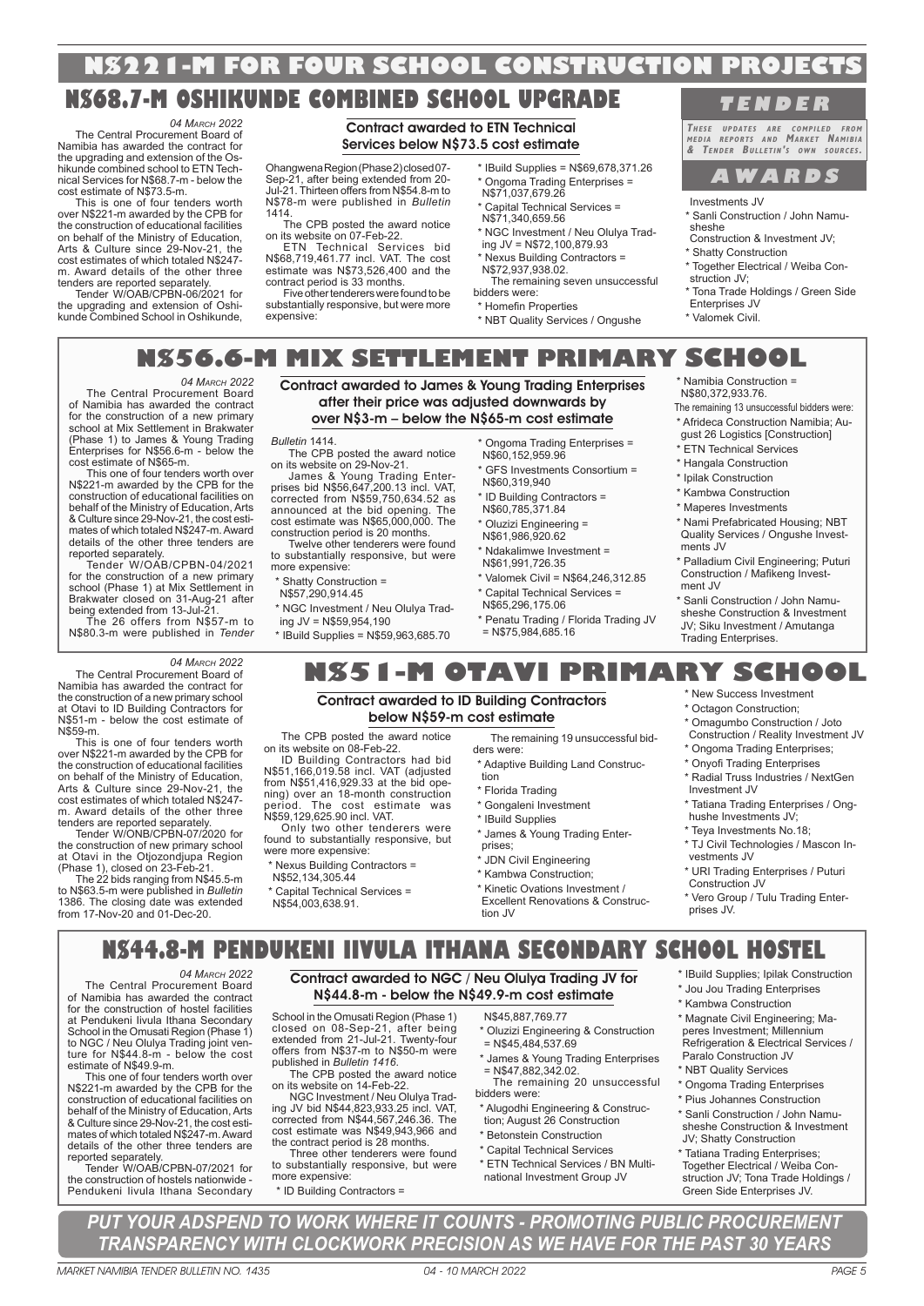# N$221-M FOR FOUR SCHOOL CONSTRUCTION PROJECTS

## N$68.7-M OSHIKUNDE COMBINED SCHOOL UPGRADE

*04 March 2022*

The Central Procurement Board of Namibia has awarded the contract for the upgrading and extension of the Oshikunde combined school to ETN Technical Services for N$68.7-m - below the cost estimate of N$73.5-m.

This is one of four tenders worth over N$221-m awarded by the CPB for the construction of educational facilities on behalf of the Ministry of Education, Arts & Culture since 29-Nov-21, the cost estimates of which totaled N$247-m. Award details of the other three tenders are reported separately.

Tender W/OAB/CPBN-06/2021 for the upgrading and extension of Oshikunde Combined School in Oshikunde, Ohangwena Region (Phase 2) closed 07-Sep-21, after being extended from 20-Jul-21. Thirteen offers from N$54.8-m to N$78-m were published in *Bulletin* 1414.

### Contract awarded to ETN Technical Services below N$73.5 cost estimate

The CPB posted the award notice on its website on 07-Feb-22.

ETN Technical Services bid N$68,719,461.77 incl. VAT. The cost estimate was N$73,526,400 and the contract period is 33 months.

Five other tenderers were found to be substantially responsive, but were more expensive:

* IBuild Supplies = N$69,678,371.26
* Ongoma Trading Enterprises = N$71,037,679.26
* Capital Technical Services = N$71,340,659.56
* NGC Investment / Neu Olulya Trading JV = N$72,100,879.93
* Nexus Building Contractors = N$72,937,938.02.

The remaining seven unsuccessful bidders were:

* Homefin Properties
* NBT Quality Services / Ongushe Investments JV
* Sanli Construction / John Namusheshe Construction & Investment JV;
* Shatty Construction
* Together Electrical / Weiba Construction JV;
* Tona Trade Holdings / Green Side Enterprises JV
* Valomek Civil.

## TENDER

*These updates are compiled from media reports and Market Namibia & Tender Bulletin's own sources.*

## AWARDS

## N$56.6-M MIX SETTLEMENT PRIMARY SCHOOL

*04 March 2022*

The Central Procurement Board of Namibia has awarded the contract for the construction of a new primary school at Mix Settlement in Brakwater (Phase 1) to James & Young Trading Enterprises for N$56.6-m - below the cost estimate of N$65-m.

This one of four tenders worth over N$221-m awarded by the CPB for the construction of educational facilities on behalf of the Ministry of Education, Arts & Culture since 29-Nov-21, the cost estimates of which totaled N$247-m. Award details of the other three tenders are reported separately.

Tender W/OAB/CPBN-04/2021 for the construction of a new primary school (Phase 1) at Mix Settlement in Brakwater closed on 31-Aug-21 after being extended from 13-Jul-21.

The 26 offers from N$57-m to N$80.3-m were published in *Tender Bulletin* 1414.

### Contract awarded to James & Young Trading Enterprises after their price was adjusted downwards by over N$3-m – below the N$65-m cost estimate

The CPB posted the award notice on its website on 29-Nov-21.

James & Young Trading Enterprises bid N$56,647,200.13 incl. VAT, corrected from N$59,750,634.52 as announced at the bid opening. The cost estimate was N$65,000,000. The construction period is 20 months.

Twelve other tenderers were found to substantially responsive, but were more expensive:

* Shatty Construction = N$57,290,914.45
* NGC Investment / Neu Olulya Trading JV = N$59,954,190
* IBuild Supplies = N$59,963,685.70
* Ongoma Trading Enterprises = N$60,152,959.96
* GFS Investments Consortium = N$60,319,940
* ID Building Contractors = N$60,785,371.84
* Oluzizi Engineering = N$61,986,920.62
* Ndakalimwe Investment = N$61,991,726.35
* Valomek Civil = N$64,246,312.85
* Capital Technical Services = N$65,296,175.06
* Penatu Trading / Florida Trading JV = N$75,984,685.16
* Namibia Construction = N$80,372,933.76.

The remaining 13 unsuccessful bidders were:

* Afrideca Construction Namibia; August 26 Logistics [Construction]
* ETN Technical Services
* Hangala Construction
* Ipilak Construction
* Kambwa Construction
* Maperes Investments
* Nami Prefabricated Housing; NBT Quality Services / Ongushe Investments JV
* Palladium Civil Engineering; Puturi Construction / Mafikeng Investment JV
* Sanli Construction / John Namusheshe Construction & Investment JV; Siku Investment / Amutanga Trading Enterprises.

## N$51-M OTAVI PRIMARY SCHOOL

*04 March 2022*

The Central Procurement Board of Namibia has awarded the contract for the construction of a new primary school at Otavi to ID Building Contractors for N$51-m - below the cost estimate of N$59-m.

This is one of four tenders worth over N$221-m awarded by the CPB for the construction of educational facilities on behalf of the Ministry of Education, Arts & Culture since 29-Nov-21, the cost estimates of which totaled N$247-m. Award details of the other three tenders are reported separately.

Tender W/ONB/CPBN-07/2020 for the construction of new primary school at Otavi in the Otjozondjupa Region (Phase 1), closed on 23-Feb-21.

The 22 bids ranging from N$45.5-m to N$63.5-m were published in *Bulletin* 1386. The closing date was extended from 17-Nov-20 and 01-Dec-20.

### Contract awarded to ID Building Contractors below N$59-m cost estimate

The CPB posted the award notice on its website on 08-Feb-22.

ID Building Contractors had bid N$51,166,019.58 incl. VAT (adjusted from N$51,416,929.33 at the bid opening) over an 18-month construction period. The cost estimate was N$59,129,625.90 incl. VAT.

Only two other tenderers were found to substantially responsive, but were more expensive:

* Nexus Building Contractors = N$52,134,305.44
* Capital Technical Services = N$54,003,638.91.

The remaining 19 unsuccessful bidders were:

* Adaptive Building Land Construction
* Florida Trading
* Gongaleni Investment
* IBuild Supplies
* James & Young Trading Enterprises;
* JDN Civil Engineering
* Kambwa Construction;
* Kinetic Ovations Investment / Excellent Renovations & Construction JV
* New Success Investment
* Octagon Construction;
* Omagumbo Construction / Joto Construction / Reality Investment JV
* Ongoma Trading Enterprises;
* Onyofi Trading Enterprises
* Radial Truss Industries / NextGen Investment JV
* Tatiana Trading Enterprises / Onghushe Investments JV;
* Teya Investments No.18;
* TJ Civil Technologies / Mascon Investments JV
* URI Trading Enterprises / Puturi Construction JV
* Vero Group / Tulu Trading Enterprises JV.

## N$44.8-M PENDUKENI IIVULA ITHANA SECONDARY SCHOOL HOSTEL

*04 March 2022*

The Central Procurement Board of Namibia has awarded the contract for the construction of hostel facilities at Pendukeni Iivula Ithana Secondary School in the Omusati Region (Phase 1) to NGC / Neu Olulya Trading joint venture for N$44.8-m - below the cost estimate of N$49.9-m.

This one of four tenders worth over N$221-m awarded by the CPB for the construction of educational facilities on behalf of the Ministry of Education, Arts & Culture since 29-Nov-21, the cost estimates of which totaled N$247-m. Award details of the other three tenders are reported separately.

Tender W/OAB/CPBN-07/2021 for the construction of hostels nationwide - Pendukeni Iivula Ithana Secondary School in the Omusati Region (Phase 1) closed on 08-Sep-21, after being extended from 21-Jul-21. Twenty-four offers from N$37-m to N$50-m were published in *Bulletin 1416*.

### Contract awarded to NGC / Neu Olulya Trading JV for N$44.8-m - below the N$49.9-m cost estimate

The CPB posted the award notice on its website on 14-Feb-22.

NGC Investment / Neu Olulya Trading JV bid N$44,823,933.25 incl. VAT, corrected from N$44,567,246.36. The cost estimate was N$49,943,966 and the contract period is 28 months.

Three other tenderers were found to substantially responsive, but were more expensive:

* ID Building Contractors = N$45,887,769.77
* Oluzizi Engineering & Construction = N$45,484,537.69
* James & Young Trading Enterprises = N$47,882,342.02.

The remaining 20 unsuccessful bidders were:

* Alugodhi Engineering & Construction; August 26 Construction
* Betonstein Construction
* Capital Technical Services
* ETN Technical Services / BN Multinational Investment Group JV
* IBuild Supplies; Ipilak Construction
* Jou Jou Trading Enterprises
* Kambwa Construction
* Magnate Civil Engineering; Maperes Investment; Millennium Refrigeration & Electrical Services / Paralo Construction JV
* NBT Quality Services
* Ongoma Trading Enterprises
* Pius Johannes Construction
* Sanli Construction / John Namusheshe Construction & Investment JV; Shatty Construction
* Tatiana Trading Enterprises; Together Electrical / Weiba Construction JV; Tona Trade Holdings / Green Side Enterprises JV.

*PUT YOUR ADSPEND TO WORK WHERE IT COUNTS - PROMOTING PUBLIC PROCUREMENT TRANSPARENCY WITH CLOCKWORK PRECISION AS WE HAVE FOR THE PAST 30 YEARS*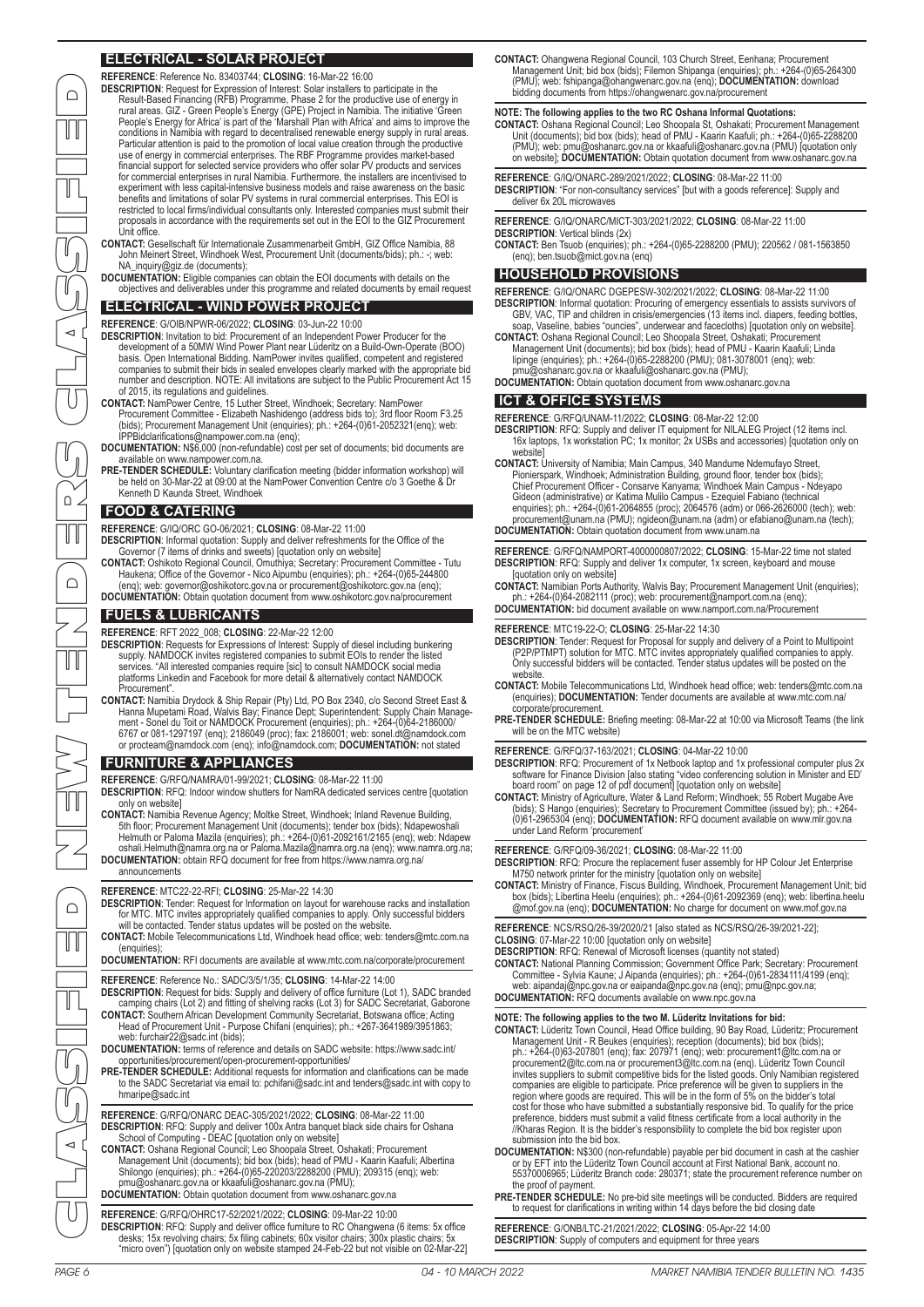## ELECTRICAL - SOLAR PROJECT

**REFERENCE**: Reference No. 83403744; **CLOSING**: 16-Mar-22 16:00

**DESCRIPTION**: Request for Expression of Interest: Solar installers to participate in the Result-Based Financing (RFB) Programme, Phase 2 for the productive use of energy in rural areas. GIZ - Green People's Energy (GPE) Project in Namibia. The initiative 'Green People's Energy for Africa' is part of the 'Marshall Plan with Africa' and aims to improve the conditions in Namibia with regard to decentralised renewable energy supply in rural areas. Particular attention is paid to the promotion of local value creation through the productive use of energy in commercial enterprises. The RBF Programme provides market-based financial support for selected service providers who offer solar PV products and services for commercial enterprises in rural Namibia. Furthermore, the installers are incentivised to experiment with less capital-intensive business models and raise awareness on the basic benefits and limitations of solar PV systems in rural commercial enterprises. This EOI is restricted to local firms/individual consultants only. Interested companies must submit their proposals in accordance with the requirements set out in the EOI to the GIZ Procurement Unit office.

**CONTACT:** Gesellschaft für Internationale Zusammenarbeit GmbH, GIZ Office Namibia, 88 John Meinert Street, Windhoek West, Procurement Unit (documents/bids); ph.: -; web: NA_inquiry@giz.de (documents);

**DOCUMENTATION:** Eligible companies can obtain the EOI documents with details on the objectives and deliverables under this programme and related documents by email request

## ELECTRICAL - WIND POWER PROJECT

**REFERENCE**: G/OIB/NPWR-06/2022; **CLOSING**: 03-Jun-22 10:00

**DESCRIPTION**: Invitation to bid: Procurement of an Independent Power Producer for the development of a 50MW Wind Power Plant near Lüderitz on a Build-Own-Operate (BOO) basis. Open International Bidding. NamPower invites qualified, competent and registered companies to submit their bids in sealed envelopes clearly marked with the appropriate bid number and description. NOTE: All invitations are subject to the Public Procurement Act 15 of 2015, its regulations and guidelines.

**CONTACT:** NamPower Centre, 15 Luther Street, Windhoek; Secretary: NamPower Procurement Committee - Elizabeth Nashidengo (address bids to); 3rd floor Room F3.25 (bids); Procurement Management Unit (enquiries); ph.: +264-(0)61-2052321(enq); web: IPPBidclarifications@nampower.com.na (enq);

**DOCUMENTATION:** N$6,000 (non-refundable) cost per set of documents; bid documents are available on www.nampower.com.na.

**PRE-TENDER SCHEDULE:** Voluntary clarification meeting (bidder information workshop) will be held on 30-Mar-22 at 09:00 at the NamPower Convention Centre c/o 3 Goethe & Dr Kenneth D Kaunda Street, Windhoek

## FOOD & CATERING

**REFERENCE**: G/IQ/ORC GO-06/2021; **CLOSING**: 08-Mar-22 11:00

**DESCRIPTION**: Informal quotation: Supply and deliver refreshments for the Office of the Governor (7 items of drinks and sweets) [quotation only on website]

**CONTACT:** Oshikoto Regional Council, Omuthiya; Secretary: Procurement Committee - Tutu Haukena; Office of the Governor - Nico Aipumbu (enquiries); ph.: +264-(0)65-244800 (enq); web: governor@oshikotorc.gov.na or procurement@oshikotorc.gov.na (enq);

**DOCUMENTATION:** Obtain quotation document from www.oshikotorc.gov.na/procurement

## FUELS & LUBRICANTS

**REFERENCE**: RFT 2022_008; **CLOSING**: 22-Mar-22 12:00

**DESCRIPTION**: Requests for Expressions of Interest: Supply of diesel including bunkering supply. NAMDOCK invites registered companies to submit EOIs to render the listed services. "All interested companies require [sic] to consult NAMDOCK social media platforms Linkedin and Facebook for more detail & alternatively contact NAMDOCK Procurement".

**CONTACT:** Namibia Drydock & Ship Repair (Pty) Ltd, PO Box 2340, c/o Second Street East & Hanna Mupetami Road, Walvis Bay; Finance Dept; Superintendent: Supply Chain Management - Sonel du Toit or NAMDOCK Procurement (enquiries); ph.: +264-(0)64-2186000/ 6767 or 081-1297197 (enq); 2186049 (proc); fax: 2186001; web: sonel.dt@namdock.com or procteam@namdock.com (enq); info@namdock.com; **DOCUMENTATION:** not stated

## FURNITURE & APPLIANCES

**REFERENCE**: G/RFQ/NAMRA/01-99/2021; **CLOSING**: 08-Mar-22 11:00

**DESCRIPTION**: RFQ: Indoor window shutters for NamRA dedicated services centre [quotation only on website]

**CONTACT:** Namibia Revenue Agency; Moltke Street, Windhoek; Inland Revenue Building, 5th floor; Procurement Management Unit (documents); tender box (bids); Ndapewoshali Helmuth or Paloma Mazila (enquiries); ph.: +264-(0)61-2092161/2165 (enq); web: Ndapewoshali.Helmuth@namra.org.na or Paloma.Mazila@namra.org.na (enq); www.namra.org.na;

**DOCUMENTATION:** obtain RFQ document for free from https://www.namra.org.na/ announcements

**REFERENCE**: MTC22-22-RFI; **CLOSING**: 25-Mar-22 14:30

**DESCRIPTION**: Tender: Request for Information on layout for warehouse racks and installation for MTC. MTC invites appropriately qualified companies to apply. Only successful bidders will be contacted. Tender status updates will be posted on the website.

**CONTACT:** Mobile Telecommunications Ltd, Windhoek head office; web: tenders@mtc.com.na (enquiries);

**DOCUMENTATION:** RFI documents are available at www.mtc.com.na/corporate/procurement

**REFERENCE**: Reference No.: SADC/3/5/1/35; **CLOSING**: 14-Mar-22 14:00

**DESCRIPTION**: Request for bids: Supply and delivery of office furniture (Lot 1), SADC branded camping chairs (Lot 2) and fitting of shelving racks (Lot 3) for SADC Secretariat, Gaborone

**CONTACT:** Southern African Development Community Secretariat, Botswana office; Acting Head of Procurement Unit - Purpose Chifani (enquiries); ph.: +267-3641989/3951863; web: furchair22@sadc.int (bids);

**DOCUMENTATION:** terms of reference and details on SADC website: https://www.sadc.int/ opportunities/procurement/open-procurement-opportunities/

**PRE-TENDER SCHEDULE:** Additional requests for information and clarifications can be made to the SADC Secretariat via email to: pchifani@sadc.int and tenders@sadc.int with copy to hmaripe@sadc.int

**REFERENCE**: G/RFQ/ONARC DEAC-305/2021/2022; **CLOSING**: 08-Mar-22 11:00

**DESCRIPTION**: RFQ: Supply and deliver 100x Antra banquet black side chairs for Oshana School of Computing - DEAC [quotation only on website]

**CONTACT:** Oshana Regional Council; Leo Shoopala Street, Oshakati; Procurement Management Unit (documents); bid box (bids); head of PMU - Kaarin Kaafuli; Albertina Shilongo (enquiries); ph.: +264-(0)65-220203/2288200 (PMU); 209315 (enq); web: pmu@oshanarc.gov.na or kkaafuli@oshanarc.gov.na (PMU);

**DOCUMENTATION:** Obtain quotation document from www.oshanarc.gov.na

**REFERENCE**: G/RFQ/OHRC17-52/2021/2022; **CLOSING**: 09-Mar-22 10:00

**DESCRIPTION**: RFQ: Supply and deliver office furniture to RC Ohangwena (6 items: 5x office desks; 15x revolving chairs; 5x filing cabinets; 60x visitor chairs; 300x plastic chairs; 5x "micro oven") [quotation only on website stamped 24-Feb-22 but not visible on 02-Mar-22]

**CONTACT:** Ohangwena Regional Council, 103 Church Street, Eenhana; Procurement Management Unit; bid box (bids); Filemon Shipanga (enquiries); ph.: +264-(0)65-264300 (PMU); web: fshipanga@ohangwenarc.gov.na (enq); **DOCUMENTATION:** download bidding documents from https://ohangwenarc.gov.na/procurement

**NOTE: The following applies to the two RC Oshana Informal Quotations:**

**CONTACT:** Oshana Regional Council; Leo Shoopala St, Oshakati; Procurement Management Unit (documents); bid box (bids); head of PMU - Kaarin Kaafuli; ph.: +264-(0)65-2288200 (PMU); web: pmu@oshanarc.gov.na or kkaafuli@oshanarc.gov.na (PMU) [quotation only on website]; **DOCUMENTATION:** Obtain quotation document from www.oshanarc.gov.na

**REFERENCE**: G/IQ/ONARC-289/2021/2022; **CLOSING**: 08-Mar-22 11:00

**DESCRIPTION**: "For non-consultancy services" [but with a goods reference]: Supply and deliver 6x 20L microwaves

**REFERENCE**: G/IQ/ONARC/MICT-303/2021/2022; **CLOSING**: 08-Mar-22 11:00

**DESCRIPTION**: Vertical blinds (2x)

**CONTACT:** Ben Tsuob (enquiries); ph.: +264-(0)65-2288200 (PMU); 220562 / 081-1563850 (enq); ben.tsuob@mict.gov.na (enq)

## HOUSEHOLD PROVISIONS

**REFERENCE**: G/IQ/ONARC DGEPESW-302/2021/2022; **CLOSING**: 08-Mar-22 11:00

**DESCRIPTION**: Informal quotation: Procuring of emergency essentials to assists survivors of GBV, VAC, TIP and children in crisis/emergencies (13 items incl. diapers, feeding bottles, soap, Vaseline, babies "ouncies", underwear and facecloths) [quotation only on website].

**CONTACT:** Oshana Regional Council; Leo Shoopala Street, Oshakati; Procurement Management Unit (documents); bid box (bids); head of PMU - Kaarin Kaafuli; Linda Iipinge (enquiries); ph.: +264-(0)65-2288200 (PMU); 081-3078001 (enq); web: pmu@oshanarc.gov.na or kkaafuli@oshanarc.gov.na (PMU);

**DOCUMENTATION:** Obtain quotation document from www.oshanarc.gov.na

## ICT & OFFICE SYSTEMS

**REFERENCE**: G/RFQ/UNAM-11/2022; **CLOSING**: 08-Mar-22 12:00

**DESCRIPTION**: RFQ: Supply and deliver IT equipment for NILALEG Project (12 items incl. 16x laptops, 1x workstation PC; 1x monitor; 2x USBs and accessories) [quotation only on website]

**CONTACT:** University of Namibia; Main Campus, 340 Mandume Ndemufayo Street, Pionierspark, Windhoek; Administration Building, ground floor, tender box (bids); Chief Procurement Officer - Consarve Kanyama; Windhoek Main Campus - Ndeyapo Gideon (administrative) or Katima Mulilo Campus - Ezequiel Fabiano (technical enquiries); ph.: +264-(0)61-2064855 (proc); 2064576 (adm) or 066-2626000 (tech); web: procurement@unam.na (PMU); ngideon@unam.na (adm) or efabiano@unam.na (tech);

**DOCUMENTATION:** Obtain quotation document from www.unam.na

**REFERENCE**: G/RFQ/NAMPORT-4000000807/2022; **CLOSING**: 15-Mar-22 time not stated

**DESCRIPTION**: RFQ: Supply and deliver 1x computer, 1x screen, keyboard and mouse [quotation only on website]

**CONTACT:** Namibian Ports Authority, Walvis Bay; Procurement Management Unit (enquiries); ph.: +264-(0)64-2082111 (proc); web: procurement@namport.com.na (enq);

**DOCUMENTATION:** bid document available on www.namport.com.na/Procurement

**REFERENCE**: MTC19-22-O; **CLOSING**: 25-Mar-22 14:30

**DESCRIPTION**: Tender: Request for Proposal for supply and delivery of a Point to Multipoint (P2P/PTMPT) solution for MTC. MTC invites appropriately qualified companies to apply. Only successful bidders will be contacted. Tender status updates will be posted on the website.

**CONTACT:** Mobile Telecommunications Ltd, Windhoek head office; web: tenders@mtc.com.na (enquiries); **DOCUMENTATION:** Tender documents are available at www.mtc.com.na/ corporate/procurement.

**PRE-TENDER SCHEDULE:** Briefing meeting: 08-Mar-22 at 10:00 via Microsoft Teams (the link will be on the MTC website)

**REFERENCE**: G/RFQ/37-163/2021; **CLOSING**: 04-Mar-22 10:00

**DESCRIPTION**: RFQ: Procurement of 1x Netbook laptop and 1x professional computer plus 2x software for Finance Division [also stating "video conferencing solution in Minister and ED' board room" on page 12 of pdf document] [quotation only on website]

**CONTACT:** Ministry of Agriculture, Water & Land Reform; Windhoek; 55 Robert Mugabe Ave (bids); S Hango (enquiries); Secretary to Procurement Committee (issued by); ph.: +264-(0)61-2965304 (enq); **DOCUMENTATION:** RFQ document available on www.mlr.gov.na under Land Reform 'procurement'

**REFERENCE**: G/RFQ/09-36/2021; **CLOSING**: 08-Mar-22 11:00

**DESCRIPTION**: RFQ: Procure the replacement fuser assembly for HP Colour Jet Enterprise M750 network printer for the ministry [quotation only on website]

**CONTACT:** Ministry of Finance, Fiscus Building, Windhoek, Procurement Management Unit; bid box (bids); Libertina Heelu (enquiries); ph.: +264-(0)61-2092369 (enq); web: libertina.heelu@mof.gov.na (enq); **DOCUMENTATION:** No charge for document on www.mof.gov.na

**REFERENCE**: NCS/RSQ/26-39/2020/21 [also stated as NCS/RSQ/26-39/2021-22];

**CLOSING**: 07-Mar-22 10:00 [quotation only on website]

**DESCRIPTION**: RFQ: Renewal of Microsoft licenses (quantity not stated)

**CONTACT:** National Planning Commission; Government Office Park; Secretary: Procurement Committee - Sylvia Kaune; J Aipanda (enquiries); ph.: +264-(0)61-2834111/4199 (enq); web: aipandaj@npc.gov.na or eaipanda@npc.gov.na (enq); pmu@npc.gov.na;

**DOCUMENTATION:** RFQ documents available on www.npc.gov.na

**NOTE: The following applies to the two M. Lüderitz Invitations for bid:**

**CONTACT:** Lüderitz Town Council, Head Office building, 90 Bay Road, Lüderitz; Procurement Management Unit - R Beukes (enquiries); reception (documents); bid box (bids); ph.: +264-(0)63-207801 (enq); fax: 207971 (enq); web: procurement1@ltc.com.na or procurement2@ltc.com.na or procurement3@ltc.com.na (enq). Lüderitz Town Council invites suppliers to submit competitive bids for the listed goods. Only Namibian registered companies are eligible to participate. Price preference will be given to suppliers in the region where goods are required. This will be in the form of 5% on the bidder's total cost for those who have submitted a substantially responsive bid. To qualify for the price preference, bidders must submit a valid fitness certificate from a local authority in the //Kharas Region. It is the bidder's responsibility to complete the bid box register upon submission into the bid box.

**DOCUMENTATION:** N$300 (non-refundable) payable per bid document in cash at the cashier or by EFT into the Lüderitz Town Council account at First National Bank, account no. 55370006965; Lüderitz Branch code: 280371; state the procurement reference number on the proof of payment.

**PRE-TENDER SCHEDULE:** No pre-bid site meetings will be conducted. Bidders are required to request for clarifications in writing within 14 days before the bid closing date

**REFERENCE**: G/ONB/LTC-21/2021/2022; **CLOSING**: 05-Apr-22 14:00

**DESCRIPTION**: Supply of computers and equipment for three years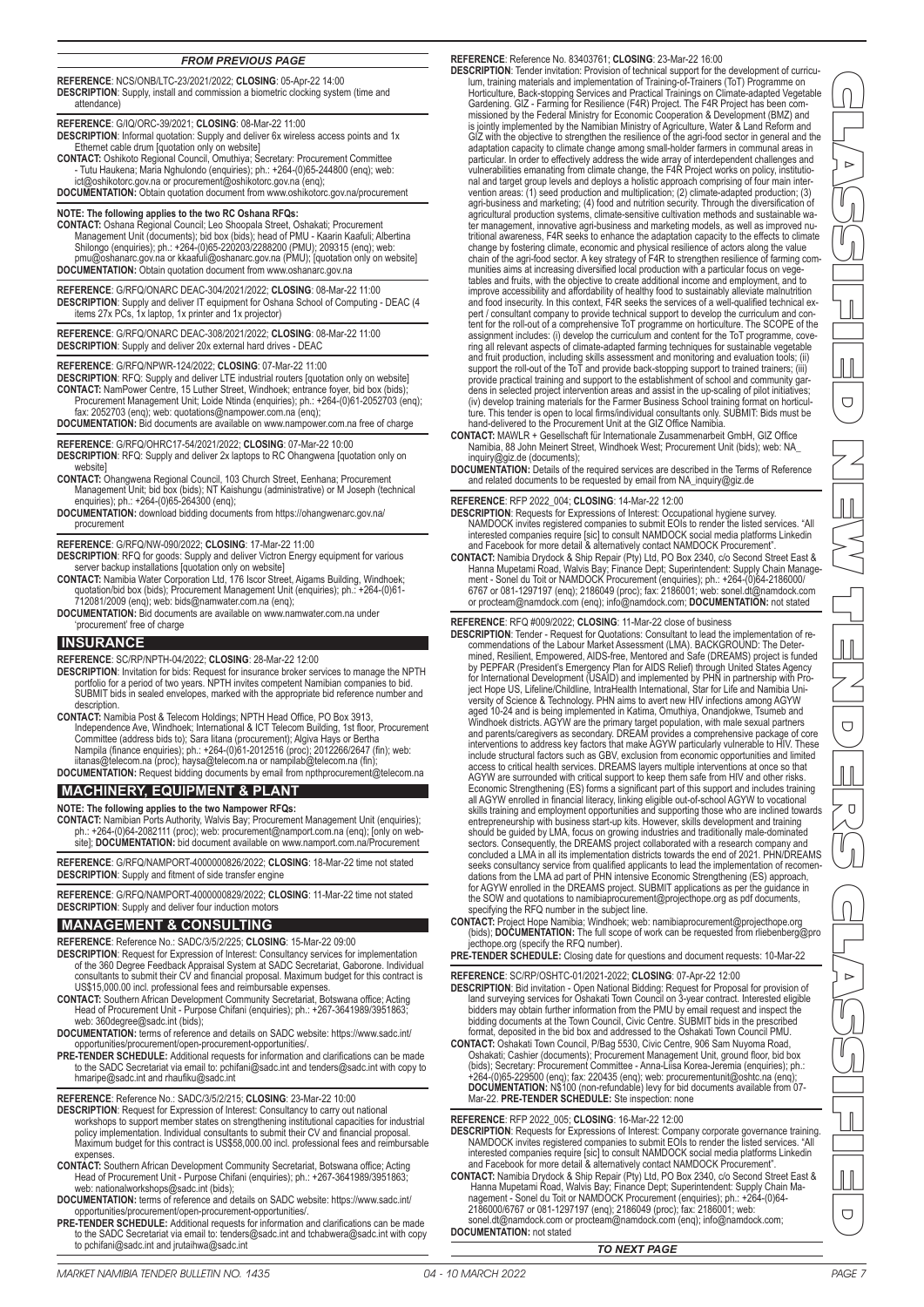*FROM PREVIOUS PAGE*

**REFERENCE**: NCS/ONB/LTC-23/2021/2022; **CLOSING**: 05-Apr-22 14:00
**DESCRIPTION**: Supply, install and commission a biometric clocking system (time and attendance)

**REFERENCE**: G/IQ/ORC-39/2021; **CLOSING**: 08-Mar-22 11:00
**DESCRIPTION**: Informal quotation: Supply and deliver 6x wireless access points and 1x Ethernet cable drum [quotation only on website]
**CONTACT:** Oshikoto Regional Council, Omuthiya; Secretary: Procurement Committee - Tutu Haukena; Maria Nghulondo (enquiries); ph.: +264-(0)65-244800 (enq); web: ict@oshikotorc.gov.na or procurement@oshikotorc.gov.na (enq)
**DOCUMENTATION:** Obtain quotation document from www.oshikotorc.gov.na/procurement

**NOTE: The following applies to the two RC Oshana RFQs:**
**CONTACT:** Oshana Regional Council; Leo Shoopala Street, Oshakati; Procurement Management Unit (documents); bid box (bids); head of PMU - Kaarin Kaafuli; Albertina Shilongo (enquiries); ph.: +264-(0)65-220203/2288200 (PMU); 209315 (enq); web: pmu@oshanarc.gov.na or kkaafuli@oshanarc.gov.na (PMU); [quotation only on website]
**DOCUMENTATION:** Obtain quotation document from www.oshanarc.gov.na

**REFERENCE**: G/RFQ/ONARC DEAC-304/2021/2022; **CLOSING**: 08-Mar-22 11:00
**DESCRIPTION**: Supply and deliver IT equipment for Oshana School of Computing - DEAC (4 items 27x PCs, 1x laptop, 1x printer and 1x projector)

**REFERENCE**: G/RFQ/ONARC DEAC-308/2021/2022; **CLOSING**: 08-Mar-22 11:00
**DESCRIPTION**: Supply and deliver 20x external hard drives - DEAC

**REFERENCE**: G/RFQ/NPWR-124/2022; **CLOSING**: 07-Mar-22 11:00
**DESCRIPTION**: RFQ: Supply and deliver LTE industrial routers [quotation only on website]
**CONTACT:** NamPower Centre, 15 Luther Street, Windhoek; entrance foyer, bid box (bids); Procurement Management Unit; Loide Ntinda (enquiries); ph.: +264-(0)61-2052703 (enq); fax: 2052703 (enq); web: quotations@nampower.com.na (enq)
**DOCUMENTATION:** Bid documents are available on www.nampower.com.na free of charge

**REFERENCE**: G/RFQ/OHRC17-54/2021/2022; **CLOSING**: 07-Mar-22 10:00
**DESCRIPTION**: RFQ: Supply and deliver 2x laptops to RC Ohangwena [quotation only on website]
**CONTACT:** Ohangwena Regional Council, 103 Church Street, Eenhana; Procurement Management Unit; bid box (bids); NT Kaishungu (administrative) or M Joseph (technical enquiries); ph.: +264-(0)65-264300 (enq);
**DOCUMENTATION:** download bidding documents from https://ohangwenarc.gov.na/procurement

**REFERENCE**: G/RFQ/NW-090/2022; **CLOSING**: 17-Mar-22 11:00
**DESCRIPTION**: RFQ for goods: Supply and deliver Victron Energy equipment for various server backup installations [quotation only on website]
**CONTACT:** Namibia Water Corporation Ltd, 176 Iscor Street, Aigams Building, Windhoek; quotation/bid box (bids); Procurement Management Unit (enquiries); ph.: +264-(0)61-712081/2009 (enq); web: bids@namwater.com.na (enq)
**DOCUMENTATION:** Bid documents are available on www.namwater.com.na under 'procurement' free of charge

## INSURANCE

**REFERENCE**: SC/RP/NPTH-04/2022; **CLOSING**: 28-Mar-22 12:00
**DESCRIPTION**: Invitation for bids: Request for insurance broker services to manage the NPTH portfolio for a period of two years. NPTH invites competent Namibian companies to bid. SUBMIT bids in sealed envelopes, marked with the appropriate bid reference number and description.
**CONTACT:** Namibia Post & Telecom Holdings; NPTH Head Office, PO Box 3913, Independence Ave, Windhoek; International & ICT Telecom Building, 1st floor, Procurement Committee (address bids to); Sara Iitana (procurement); Algiva Hays or Bertha Nampila (finance enquiries); ph.: +264-(0)61-2012516 (proc); 2012266/2647 (fin); web: iitanas@telecom.na (proc); haysa@telecom.na or nampilab@telecom.na (fin);
**DOCUMENTATION:** Request bidding documents by email from npthprocurement@telecom.na

## MACHINERY, EQUIPMENT & PLANT

**NOTE: The following applies to the two Nampower RFQs:**
**CONTACT:** Namibian Ports Authority, Walvis Bay; Procurement Management Unit (enquiries); ph.: +264-(0)64-2082111 (proc); web: procurement@namport.com.na (enq) [only on website]; **DOCUMENTATION:** bid document available on www.namport.com.na/Procurement

**REFERENCE**: G/RFQ/NAMPORT-4000000826/2022; **CLOSING**: 18-Mar-22 time not stated
**DESCRIPTION**: Supply and fitment of side transfer engine

**REFERENCE**: G/RFQ/NAMPORT-4000000829/2022; **CLOSING**: 11-Mar-22 time not stated
**DESCRIPTION**: Supply and deliver four induction motors

## MANAGEMENT & CONSULTING

**REFERENCE**: Reference No.: SADC/3/5/2/225; **CLOSING**: 15-Mar-22 09:00
**DESCRIPTION**: Request for Expression of Interest: Consultancy services for implementation of the 360 Degree Feedback Appraisal System at SADC Secretariat, Gaborone. Individual consultants to submit their CV and financial proposal. Maximum budget for this contract is US$15,000.00 incl. professional fees and reimbursable expenses.
**CONTACT:** Southern African Development Community Secretariat, Botswana office; Acting Head of Procurement Unit - Purpose Chifani (enquiries); ph.: +267-3641989/3951863; web: 360degree@sadc.int (bids);
**DOCUMENTATION:** terms of reference and details on SADC website: https://www.sadc.int/opportunities/procurement/open-procurement-opportunities/.
**PRE-TENDER SCHEDULE:** Additional requests for information and clarifications can be made to the SADC Secretariat via email to: pchifani@sadc.int and tenders@sadc.int with copy to hmaripe@sadc.int and rhaufiku@sadc.int

**REFERENCE**: Reference No.: SADC/3/5/2/215; **CLOSING**: 23-Mar-22 10:00
**DESCRIPTION**: Request for Expression of Interest: Consultancy to carry out national workshops to support member states on strengthening institutional capacities for industrial policy implementation. Individual consultants to submit their CV and financial proposal. Maximum budget for this contract is US$58,000.00 incl. professional fees and reimbursable expenses.
**CONTACT:** Southern African Development Community Secretariat, Botswana office; Acting Head of Procurement Unit - Purpose Chifani (enquiries); ph.: +267-3641989/3951863; web: nationalworkshops@sadc.int (bids);
**DOCUMENTATION:** terms of reference and details on SADC website: https://www.sadc.int/opportunities/procurement/open-procurement-opportunities/.
**PRE-TENDER SCHEDULE:** Additional requests for information and clarifications can be made to the SADC Secretariat via email to: tenders@sadc.int and tchabwera@sadc.int with copy to pchifani@sadc.int and jrutaihwa@sadc.int

**REFERENCE**: Reference No. 83403761; **CLOSING**: 23-Mar-22 16:00
**DESCRIPTION**: Tender invitation: Provision of technical support for the development of curriculum, training materials and implementation of Training-of-Trainers (ToT) Programme on Horticulture, Back-stopping Services and Practical Trainings on Climate-adapted Vegetable Gardening. GIZ - Farming for Resilience (F4R) Project. The F4R Project has been commissioned by the Federal Ministry for Economic Cooperation & Development (BMZ) and is jointly implemented by the Namibian Ministry of Agriculture, Water & Land Reform and GIZ with the objective to strengthen the resilience of the agri-food sector in general and the adaptation capacity to climate change among small-holder farmers in communal areas in particular. In order to effectively address the wide array of interdependent challenges and vulnerabilities emanating from climate change, the F4R Project works on policy, institutional and target group levels and deploys a holistic approach comprising of four main intervention areas: (1) seed production and multiplication; (2) climate-adapted production; (3) agri-business and marketing; (4) food and nutrition security. Through the diversification of agricultural production systems, climate-sensitive cultivation methods and sustainable water management, innovative agri-business and marketing models, as well as improved nutritional awareness, F4R seeks to enhance the adaptation capacity to the effects to climate change by fostering climate, economic and physical resilience of actors along the value chain of the agri-food sector. A key strategy of F4R to strengthen resilience of farming communities aims at increasing diversified local production with a particular focus on vegetables and fruits, with the objective to create additional income and employment, and to improve accessibility and affordability of healthy food to sustainably alleviate malnutrition and food insecurity. In this context, F4R seeks the services of a well-qualified technical expert / consultant company to provide technical support to develop the curriculum and content for the roll-out of a comprehensive ToT programme on horticulture. The SCOPE of the assignment includes: (i) develop the curriculum and content for the ToT programme, covering all relevant aspects of climate-adapted farming techniques for sustainable vegetable and fruit production, including skills assessment and monitoring and evaluation tools; (ii) support the roll-out of the ToT and provide back-stopping support to trained trainers; (iii) provide practical training and support to the establishment of school and community gardens in selected project intervention areas and assist in the up-scaling of pilot initiatives; (iv) develop training materials for the Farmer Business School training format on horticulture. This tender is open to local firms/individual consultants only. SUBMIT: Bids must be hand-delivered to the Procurement Unit at the GIZ Office Namibia.
**CONTACT:** MAWLR + Gesellschaft für Internationale Zusammenarbeit GmbH, GIZ Office Namibia, 88 John Meinert Street, Windhoek West; Procurement Unit (bids); web: NA_inquiry@giz.de (documents);
**DOCUMENTATION:** Details of the required services are described in the Terms of Reference and related documents to be requested by email from NA_inquiry@giz.de

**REFERENCE**: RFP 2022_004; **CLOSING**: 14-Mar-22 12:00
**DESCRIPTION**: Requests for Expressions of Interest: Occupational hygiene survey. NAMDOCK invites registered companies to submit EOIs to render the listed services. "All interested companies require [sic] to consult NAMDOCK social media platforms Linkedin and Facebook for more detail & alternatively contact NAMDOCK Procurement".
**CONTACT:** Namibia Drydock & Ship Repair (Pty) Ltd, PO Box 2340, c/o Second Street East & Hanna Mupetami Road, Walvis Bay; Finance Dept; Superintendent: Supply Chain Management - Sonel du Toit or NAMDOCK Procurement (enquiries); ph.: +264-(0)64-2186000/6767 or 081-1297197 (enq); 2186049 (proc); fax: 2186001; web: sonel.dt@namdock.com or procteam@namdock.com (enq); info@namdock.com; **DOCUMENTATION:** not stated

**REFERENCE**: RFQ #009/2022; **CLOSING**: 11-Mar-22 close of business
**DESCRIPTION**: Tender - Request for Quotations: Consultant to lead the implementation of recommendations of the Labour Market Assessment (LMA). BACKGROUND: The Determined, Resilient, Empowered, AIDS-free, Mentored and Safe (DREAMS) project is funded by PEPFAR (President's Emergency Plan for AIDS Relief) through United States Agency for International Development (USAID) and implemented by PHN in partnership with Project Hope US, Lifeline/Childline, IntraHealth International, Star for Life and Namibia University of Science & Technology. PHN aims to avert new HIV infections among AGYW aged 10-24 and is being implemented in Katima, Omuthiya, Onandjokwe, Tsumeb and Windhoek districts. AGYW are the primary target population, with male sexual partners and parents/caregivers as secondary. DREAM provides a comprehensive package of core interventions to address key factors that make AGYW particularly vulnerable to HIV. These include structural factors such as GBV, exclusion from economic opportunities and limited access to critical health services. DREAMS layers multiple interventions at once so that AGYW are surrounded with critical support to keep them safe from HIV and other risks. Economic Strengthening (ES) forms a significant part of this support and includes training all AGYW enrolled in financial literacy, linking eligible out-of-school AGYW to vocational skills training and employment opportunities and supporting those who are inclined towards entrepreneurship with business start-up kits. However, skills development and training should be guided by LMA, focus on growing industries and traditionally male-dominated sectors. Consequently, the DREAMS project collaborated with a research company and concluded a LMA in all its implementation districts towards the end of 2021. PHN/DREAMS seeks consultancy service from qualified applicants to lead the implementation of recommendations from the LMA ad part of PHN intensive Economic Strengthening (ES) approach, for AGYW enrolled in the DREAMS project. SUBMIT applications as per the guidance in the SOW and quotations to namibiaprocurement@projecthope.org as pdf documents, specifying the RFQ number in the subject line.
**CONTACT:** Project Hope Namibia; Windhoek; web: namibiaprocurement@projecthope.org (bids); **DOCUMENTATION:** The full scope of work can be requested from rliebenberg@projecthope.org (specify the RFQ number).
**PRE-TENDER SCHEDULE:** Closing date for questions and document requests: 10-Mar-22

**REFERENCE**: SC/RP/OSHTC-01/2021-2022; **CLOSING**: 07-Apr-22 12:00
**DESCRIPTION**: Bid invitation - Open National Bidding: Request for Proposal for provision of land surveying services for Oshakati Town Council on 3-year contract. Interested eligible bidders may obtain further information from the PMU by email request and inspect the bidding documents at the Town Council, Civic Centre. SUBMIT bids in the prescribed format, deposited in the bid box and addressed to the Oshakati Town Council PMU.
**CONTACT:** Oshakati Town Council, P/Bag 5530, Civic Centre, 906 Sam Nuyoma Road, Oshakati; Cashier (documents); Procurement Management Unit, ground floor, bid box (bids); Secretary: Procurement Committee - Anna-Liisa Korea-Jeremia (enquiries); ph.: +264-(0)65-229500 (enq); fax: 220435 (enq); web: procurementunit@oshtc.na (enq);
**DOCUMENTATION:** N$100 (non-refundable) levy for bid documents available from 07-Mar-22. **PRE-TENDER SCHEDULE:** Site inspection: none

**REFERENCE**: RFP 2022_005; **CLOSING**: 16-Mar-22 12:00
**DESCRIPTION**: Requests for Expressions of Interest: Company corporate governance training. NAMDOCK invites registered companies to submit EOIs to render the listed services. "All interested companies require [sic] to consult NAMDOCK social media platforms Linkedin and Facebook for more detail & alternatively contact NAMDOCK Procurement".
**CONTACT:** Namibia Drydock & Ship Repair (Pty) Ltd, PO Box 2340, c/o Second Street East & Hanna Mupetami Road, Walvis Bay; Finance Dept; Superintendent: Supply Chain Management - Sonel du Toit or NAMDOCK Procurement (enquiries); ph.: +264-(0)64-2186000/6767 or 081-1297197 (enq); 2186049 (proc); fax: 2186001; web: sonel.dt@namdock.com or procteam@namdock.com (enq); info@namdock.com;
**DOCUMENTATION:** not stated

*TO NEXT PAGE*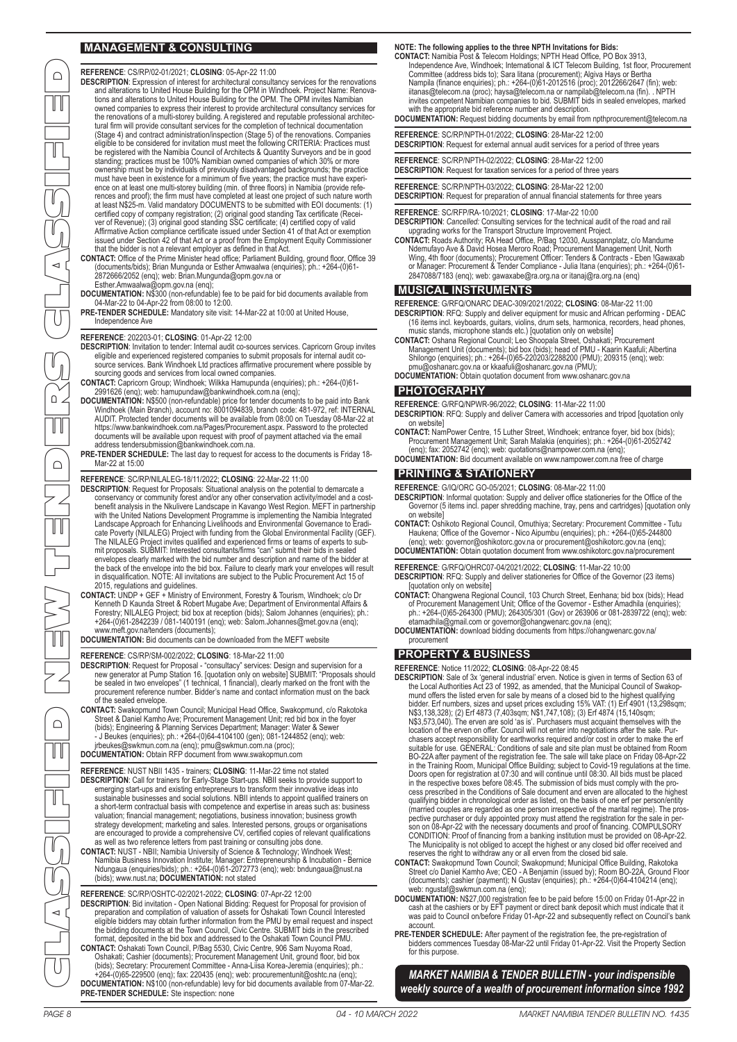## MANAGEMENT & CONSULTING

**REFERENCE**: CS/RP/02-01/2021; **CLOSING**: 05-Apr-22 11:00

**DESCRIPTION**: Expression of interest for architectural consultancy services for the renovations and alterations to United House Building for the OPM in Windhoek. Project Name: Renovations and alterations to United House Building for the OPM. The OPM invites Namibian owned companies to express their interest to provide architectural consultancy services for the renovations of a multi-storey building. A registered and reputable professional architectural firm will provide consultant services for the completion of technical documentation (Stage 4) and contract administration/inspection (Stage 5) of the renovations. Companies eligible to be considered for invitation must meet the following CRITERIA: Practices must be registered with the Namibia Council of Architects & Quantity Surveyors and be in good standing; practices must be 100% Namibian owned companies of which 30% or more ownership must be by individuals of previously disadvantaged backgrounds; the practice must have been in existence for a minimum of five years; the practice must have experience on at least one multi-storey building (min. of three floors) in Namibia (provide references and proof); the firm must have completed at least one project of such nature worth at least N$25-m. Valid mandatory DOCUMENTS to be submitted with EOI documents: (1) certified copy of company registration; (2) original good standing Tax certificate (Receiver of Revenue); (3) original good standing SSC certificate; (4) certified copy of valid Affirmative Action compliance certificate issued under Section 41 of that Act or exemption issued under Section 42 of that Act or a proof from the Employment Equity Commissioner that the bidder is not a relevant employer as defined in that Act.

**CONTACT:** Office of the Prime Minister head office; Parliament Building, ground floor, Office 39 (documents/bids); Brian Mungunda or Esther Amwaalwa (enquiries); ph.: +264-(0)61-2872666/2052 (enq); web: Brian.Mungunda@opm.gov.na or Esther.Amwaalwa@opm.gov.na (enq);

**DOCUMENTATION:** N$300 (non-refundable) fee to be paid for bid documents available from 04-Mar-22 to 04-Apr-22 from 08:00 to 12:00.

**PRE-TENDER SCHEDULE:** Mandatory site visit: 14-Mar-22 at 10:00 at United House, Independence Ave

**REFERENCE**: 202203-01; **CLOSING**: 01-Apr-22 12:00

**DESCRIPTION**: Invitation to tender: Internal audit co-sources services. Capricorn Group invites eligible and experienced registered companies to submit proposals for internal audit co-source services. Bank Windhoek Ltd practices affirmative procurement where possible by sourcing goods and services from local owned companies.

**CONTACT:** Capricorn Group; Windhoek; Wilkka Hamupunda (enquiries); ph.: +264-(0)61-2991626 (enq); web: hamupundaw@bankwindhoek.com.na (enq);

**DOCUMENTATION:** N$500 (non-refundable) price for tender documents to be paid into Bank Windhoek (Main Branch), account no: 8001094839, branch code: 481-972, ref: INTERNAL AUDIT. Protected tender documents will be available from 08:00 on Tuesday 08-Mar-22 at https://www.bankwindhoek.com.na/Pages/Procurement.aspx. Password to the protected documents will be available upon request with proof of payment attached via the email address tendersubmission@bankwindhoek.com.na.

**PRE-TENDER SCHEDULE:** The last day to request for access to the documents is Friday 18-Mar-22 at 15:00

**REFERENCE**: SC/RP/NILALEG-18/11/2022; **CLOSING**: 22-Mar-22 11:00

**DESCRIPTION**: Request for Proposals: Situational analysis on the potential to demarcate a conservancy or community forest and/or any other conservation activity/model and a cost-benefit analysis in the Nkulivere Landscape in Kavango West Region. MEFT in partnership with the United Nations Development Programme is implementing the Namibia Integrated Landscape Approach for Enhancing Livelihoods and Environmental Governance to Eradicate Poverty (NILALEG) Project with funding from the Global Environmental Facility (GEF). The NILALEG Project invites qualified and experienced firms or teams of experts to submit proposals. SUBMIT: Interested consultants/firms "can" submit their bids in sealed envelopes clearly marked with the bid number and description and name of the bidder at the back of the envelope into the bid box. Failure to clearly mark your envelopes will result in disqualification. NOTE: All invitations are subject to the Public Procurement Act 15 of 2015, regulations and guidelines.

**CONTACT:** UNDP + GEF + Ministry of Environment, Forestry & Tourism, Windhoek; c/o Dr Kenneth D Kaunda Street & Robert Mugabe Ave; Department of Environmental Affairs & Forestry; NILALEG Project; bid box at reception (bids); Salom Johannes (enquiries); ph.: +264-(0)61-2842239 / 081-1400191 (enq); web: Salom.Johannes@met.gov.na (enq); www.meft.gov.na/tenders (documents);

**DOCUMENTATION:** Bid documents can be downloaded from the MEFT website

**REFERENCE**: CS/RP/SM-002/2022; **CLOSING**: 18-Mar-22 11:00

**DESCRIPTION**: Request for Proposal - "consultancy" services: Design and supervision for a new generator at Pump Station 16. [quotation only on website] SUBMIT: "Proposals should be sealed in two envelopes" (1 technical, 1 financial), clearly marked on the front with the procurement reference number. Bidder's name and contact information must on the back of the sealed envelope.

**CONTACT:** Swakopmund Town Council; Municipal Head Office, Swakopmund, c/o Rakotoka Street & Daniel Kamho Ave; Procurement Management Unit; red bid box in the foyer (bids); Engineering & Planning Services Department; Manager: Water & Sewer - J Beukes (enquiries); ph.: +264-(0)64-4104100 (enq); 081-1244852 (enq); web: jrbeukes@swkmun.com.na (enq); pmu@swkmun.com.na (proc);

**DOCUMENTATION:** Obtain RFP document from www.swakopmun.com

**REFERENCE**: NUST NBII 1435 - trainers; **CLOSING**: 11-Mar-22 time not stated

**DESCRIPTION**: Call for trainers for Early-Stage Start-ups. NBII seeks to provide support to emerging start-ups and existing entrepreneurs to transform their innovative ideas into sustainable businesses and social solutions. NBII intends to appoint qualified trainers on a short-term contractual basis with competence and expertise in areas such as: business valuation; financial management; negotiations, business innovation; business growth strategy development; marketing and sales. Interested persons, groups or organisations are encouraged to provide a comprehensive CV, certified copies of relevant qualifications as well as two reference letters from past training or consulting jobs done.

**CONTACT:** NUST - NBII; Namibia University of Science & Technology; Windhoek West; Namibia Business Innovation Institute; Manager: Entrepreneurship & Incubation - Bernice Ndungaua (enquiries/bids); ph.: +264-(0)61-2072773 (enq); web: bndungaua@nust.na (bids); www.nust.na; **DOCUMENTATION:** not stated

**REFERENCE**: SC/RP/OSHTC-02/2021-2022; **CLOSING**: 07-Apr-22 12:00

**DESCRIPTION**: Bid invitation - Open National Bidding: Request for Proposal for provision of preparation and compilation of valuation of assets for Oshakati Town Council Interested eligible bidders may obtain further information from the PMU by email request and inspect the bidding documents at the Town Council, Civic Centre. SUBMIT bids in the prescribed format, deposited in the bid box and addressed to the Oshakati Town Council PMU.

**CONTACT:** Oshakati Town Council, P/Bag 5530, Civic Centre, 906 Sam Nuyoma Road, Oshakati; Cashier (documents); Procurement Management Unit, ground floor, bid box (bids); Secretary: Procurement Committee - Anna-Liisa Korea-Jeremia (enquiries); ph.: +264-(0)65-229500 (enq); fax: 220435 (enq); web: procurementunit@oshtc.na (enq);

**DOCUMENTATION:** N$100 (non-refundable) levy for bid documents available from 07-Mar-22.

**PRE-TENDER SCHEDULE:** Ste inspection: none

**NOTE: The following applies to the three NPTH Invitations for Bids:**

**CONTACT:** Namibia Post & Telecom Holdings; NPTH Head Office, PO Box 3913, Independence Ave, Windhoek; International & ICT Telecom Building, 1st floor, Procurement Committee (address bids to); Sara Iitana (procurement); Algiva Hays or Bertha Nampila (finance enquiries); ph.: +264-(0)61-2012516 (proc); 2012266/2647 (fin); web: iitanas@telecom.na (proc); haysa@telecom.na or nampilab@telecom.na (fin). . NPTH invites competent Namibian companies to bid. SUBMIT bids in sealed envelopes, marked with the appropriate bid reference number and description.

**DOCUMENTATION:** Request bidding documents by email from npthprocurement@telecom.na

**REFERENCE**: SC/RP/NPTH-01/2022; **CLOSING**: 28-Mar-22 12:00

**DESCRIPTION**: Request for external annual audit services for a period of three years

**REFERENCE**: SC/RP/NPTH-02/2022; **CLOSING**: 28-Mar-22 12:00

**DESCRIPTION**: Request for taxation services for a period of three years

**REFERENCE**: SC/RP/NPTH-03/2022; **CLOSING**: 28-Mar-22 12:00

**DESCRIPTION**: Request for preparation of annual financial statements for three years

**REFERENCE**: SC/RFP/RA-10/2021; **CLOSING**: 17-Mar-22 10:00

**DESCRIPTION**: *Cancelled:* Consulting services for the technical audit of the road and rail upgrading works for the Transport Structure Improvement Project.

**CONTACT:** Roads Authority; RA Head Office, P/Bag 12030, Ausspannplatz, c/o Mandume Ndemufayo Ave & David Hosea Meroro Road; Procurement Management Unit, North Wing, 4th floor (documents); Procurement Officer: Tenders & Contracts - Eben !Gawaxab or Manager: Procurement & Tender Compliance - Julia Itana (enquiries); ph.: +264-(0)61-2847088/7183 (enq); web: gawaxabe@ra.org.na or itanaj@ra.org.na (enq)

## MUSICAL INSTRUMENTS

**REFERENCE**: G/RFQ/ONARC DEAC-309/2021/2022; **CLOSING**: 08-Mar-22 11:00

**DESCRIPTION**: RFQ: Supply and deliver equipment for music and African performing - DEAC (16 items incl. keyboards, guitars, violins, drum sets, harmonica, recorders, head phones, music stands, microphone stands etc.) [quotation only on website]

**CONTACT:** Oshana Regional Council; Leo Shoopala Street, Oshakati; Procurement Management Unit (documents); bid box (bids); head of PMU - Kaarin Kaafuli; Albertina Shilongo (enquiries); ph.: +264-(0)65-220203/2288200 (PMU); 209315 (enq); web: pmu@oshanarc.gov.na or kkaafuli@oshanarc.gov.na (PMU);

**DOCUMENTATION:** Obtain quotation document from www.oshanarc.gov.na

## PHOTOGRAPHY

**REFERENCE**: G/RFQ/NPWR-96/2022; **CLOSING**: 11-Mar-22 11:00

**DESCRIPTION**: RFQ: Supply and deliver Camera with accessories and tripod [quotation only on website]

**CONTACT:** NamPower Centre, 15 Luther Street, Windhoek; entrance foyer, bid box (bids); Procurement Management Unit; Sarah Malakia (enquiries); ph.: +264-(0)61-2052742 (enq); fax: 2052742 (enq); web: quotations@nampower.com.na (enq);

**DOCUMENTATION:** Bid document available on www.nampower.com.na free of charge

## PRINTING & STATIONERY

**REFERENCE**: G/IQ/ORC GO-05/2021; **CLOSING**: 08-Mar-22 11:00

**DESCRIPTION**: Informal quotation: Supply and deliver office stationeries for the Office of the Governor (5 items incl. paper shredding machine, tray, pens and cartridges) [quotation only on website]

**CONTACT:** Oshikoto Regional Council, Omuthiya; Secretary: Procurement Committee - Tutu Haukena; Office of the Governor - Nico Aipumbu (enquiries); ph.: +264-(0)65-244800 (enq); web: governor@oshikotorc.gov.na or procurement@oshikotorc.gov.na (enq);

**DOCUMENTATION:** Obtain quotation document from www.oshikotorc.gov.na/procurement

**REFERENCE**: G/RFQ/OHRC07-04/2021/2022; **CLOSING**: 11-Mar-22 10:00

**DESCRIPTION**: RFQ: Supply and deliver stationeries for Office of the Governor (23 items) [quotation only on website]

**CONTACT:** Ohangwena Regional Council, 103 Church Street, Eenhana; bid box (bids); Head of Procurement Management Unit; Office of the Governor - Esther Amadhila (enquiries); ph.: +264-(0)65-264300 (PMU); 264305/301 (Gov) or 263906 or 081-2839722 (enq); web: etamadhila@gmail.com or governor@ohangwenarc.gov.na (enq);

**DOCUMENTATION:** download bidding documents from https://ohangwenarc.gov.na/procurement

## PROPERTY & BUSINESS

**REFERENCE**: Notice 11/2022; **CLOSING**: 08-Apr-22 08:45

**DESCRIPTION**: Sale of 3x 'general industrial' erven. Notice is given in terms of Section 63 of the Local Authorities Act 23 of 1992, as amended, that the Municipal Council of Swakopmund offers the listed erven for sale by means of a closed bid to the highest qualifying bidder. Erf numbers, sizes and upset prices excluding 15% VAT: (1) Erf 4901 (13,298sqm; N$3,138,328); (2) Erf 4873 (7,403sqm; N$1,747,108); (3) Erf 4874 (15,140sqm; N$3,573,040). The erven are sold 'as is'. Purchasers must acquaint themselves with the location of the erven on offer. Council will not enter into negotiations after the sale. Purchasers accept responsibility for earthworks required and/or cost in order to make the erf suitable for use. GENERAL: Conditions of sale and site plan must be obtained from Room BO-22A after payment of the registration fee. The sale will take place on Friday 08-Apr-22 in the Training Room, Municipal Office Building; subject to Covid-19 regulations at the time. Doors open for registration at 07:30 and will continue until 08:30. All bids must be placed in the respective boxes before 08:45. The submission of bids must comply with the process prescribed in the Conditions of Sale document and erven are allocated to the highest qualifying bidder in chronological order as listed, on the basis of one erf per person/entity (married couples are regarded as one person irrespective of the marital regime). The prospective purchaser or duly appointed proxy must attend the registration for the sale in person on 08-Apr-22 with the necessary documents and proof of financing. COMPULSORY CONDITION: Proof of financing from a banking institution must be provided on 08-Apr-22. The Municipality is not obliged to accept the highest or any closed bid offer received and reserves the right to withdraw any or all erven from the closed bid sale.

**CONTACT:** Swakopmund Town Council; Swakopmund; Municipal Office Building, Rakotoka Street c/o Daniel Kamho Ave; CEO - A Benjamin (issued by); Room BO-22A, Ground Floor (documents); cashier (payment); N Gustav (enquiries); ph.: +264-(0)64-4104214 (enq); web: ngustaf@swkmun.com.na (enq);

**DOCUMENTATION:** N$27,000 registration fee to be paid before 15:00 on Friday 01-Apr-22 in cash at the cashiers or by EFT payment or direct bank deposit which must indicate that it was paid to Council on/before Friday 01-Apr-22 and subsequently reflect on Council's bank account.

**PRE-TENDER SCHEDULE:** After payment of the registration fee, the pre-registration of bidders commences Tuesday 08-Mar-22 until Friday 01-Apr-22. Visit the Property Section for this purpose.

***MARKET NAMIBIA & TENDER BULLETIN - your indispensible weekly source of a wealth of procurement information since 1992***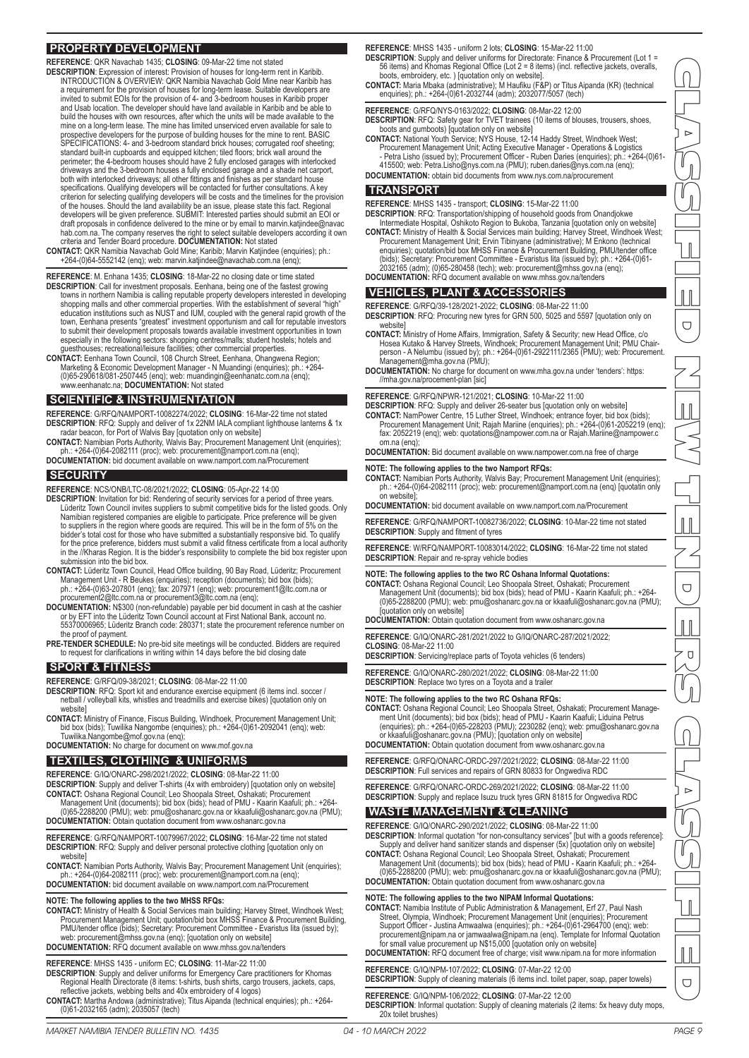## PROPERTY DEVELOPMENT

**REFERENCE**: QKR Navachab 1435; **CLOSING**: 09-Mar-22 time not stated

**DESCRIPTION**: Expression of interest: Provision of houses for long-term rent in Karibib. INTRODUCTION & OVERVIEW: QKR Namibia Navachab Gold Mine near Karibib has a requirement for the provision of houses for long-term lease. Suitable developers are invited to submit EOIs for the provision of 4- and 3-bedroom houses in Karibib proper and Usab location. The developer should have land available in Karibib and be able to build the houses with own resources, after which the units will be made available to the mine on a long-term lease. The mine has limited unserviced erven available for sale to prospective developers for the purpose of building houses for the mine to rent. BASIC SPECIFICATIONS: 4- and 3-bedroom standard brick houses; corrugated roof sheeting; standard built-in cupboards and equipped kitchen; tiled floors; brick wall around the perimeter; the 4-bedroom houses should have 2 fully enclosed garages with interlocked driveways and the 3-bedroom houses a fully enclosed garage and a shade net carport, both with interlocked driveways; all other fittings and finishes as per standard house specifications. Qualifying developers will be contacted for further consultations. A key criterion for selecting qualifying developers will be costs and the timelines for the provision of the houses. Should the land availability be an issue, please state this fact. Regional developers will be given preference. SUBMIT: Interested parties should submit an EOI or draft proposals in confidence delivered to the mine or by email to marvin.katjindee@navachab.com.na. The company reserves the right to select suitable developers according it own criteria and Tender Board procedure. **DOCUMENTATION:** Not stated

**CONTACT:** QKR Namibia Navachab Gold Mine; Karibib; Marvin Katjindee (enquiries); ph.: +264-(0)64-5552142 (enq); web: marvin.katjindee@navachab.com.na (enq);

**REFERENCE**: M. Enhana 1435; **CLOSING**: 18-Mar-22 no closing date or time stated

**DESCRIPTION**: Call for investment proposals. Eenhana, being one of the fastest growing towns in northern Namibia is calling reputable property developers interested in developing shopping malls and other commercial properties. With the establishment of several "high" education institutions such as NUST and IUM, coupled with the general rapid growth of the town, Eenhana presents "greatest" investment opportunism and call for reputable investors to submit their development proposals towards available investment opportunities in town especially in the following sectors: shopping centres/malls; student hostels; hotels and guesthouses; recreational/leisure facilities; other commercial properties.

**CONTACT:** Eenhana Town Council, 108 Church Street, Eenhana, Ohangwena Region; Marketing & Economic Development Manager - N Muandingi (enquiries); ph.: +264-(0)65-290618/081-2507445 (enq); web: muandingin@eenhanatc.com.na (enq); www.eenhanatc.na; **DOCUMENTATION:** Not stated

## SCIENTIFIC & INSTRUMENTATION

**REFERENCE**: G/RFQ/NAMPORT-10082274/2022; **CLOSING**: 16-Mar-22 time not stated

**DESCRIPTION**: RFQ: Supply and deliver of 1x 22NM IALA compliant lighthouse lanterns & 1x radar beacon, for Port of Walvis Bay [quotation only on website]

**CONTACT:** Namibian Ports Authority, Walvis Bay; Procurement Management Unit (enquiries); ph.: +264-(0)64-2082111 (proc); web: procurement@namport.com.na (enq);

**DOCUMENTATION:** bid document available on www.namport.com.na/Procurement

## SECURITY

**REFERENCE**: NCS/ONB/LTC-08/2021/2022; **CLOSING**: 05-Apr-22 14:00

**DESCRIPTION**: Invitation for bid: Rendering of security services for a period of three years. Lüderitz Town Council invites suppliers to submit competitive bids for the listed goods. Only Namibian registered companies are eligible to participate. Price preference will be given to suppliers in the region where goods are required. This will be in the form of 5% on the bidder's total cost for those who have submitted a substantially responsive bid. To qualify for the price preference, bidders must submit a valid fitness certificate from a local authority in the //Kharas Region. It is the bidder's responsibility to complete the bid box register upon submission into the bid box.

**CONTACT:** Lüderitz Town Council, Head Office building, 90 Bay Road, Lüderitz; Procurement Management Unit - R Beukes (enquiries); reception (documents); bid box (bids); ph.: +264-(0)63-207801 (enq); fax: 207971 (enq); web: procurement1@ltc.com.na or procurement2@ltc.com.na or procurement3@ltc.com.na (enq);

**DOCUMENTATION:** N$300 (non-refundable) payable per bid document in cash at the cashier or by EFT into the Lüderitz Town Council account at First National Bank, account no. 55370006965; Lüderitz Branch code: 280371; state the procurement reference number on the proof of payment.

**PRE-TENDER SCHEDULE:** No pre-bid site meetings will be conducted. Bidders are required to request for clarifications in writing within 14 days before the bid closing date

## SPORT & FITNESS

**REFERENCE**: G/RFQ/09-38/2021; **CLOSING**: 08-Mar-22 11:00

**DESCRIPTION**: RFQ: Sport kit and endurance exercise equipment (6 items incl. soccer / netball / volleyball kits, whistles and treadmills and exercise bikes) [quotation only on website]

**CONTACT:** Ministry of Finance, Fiscus Building, Windhoek, Procurement Management Unit; bid box (bids); Tuwilika Nangombe (enquiries); ph.: +264-(0)61-2092041 (enq); web: Tuwilika.Nangombe@mof.gov.na (enq);

**DOCUMENTATION:** No charge for document on www.mof.gov.na

## TEXTILES, CLOTHING & UNIFORMS

**REFERENCE**: G/IQ/ONARC-298/2021/2022; **CLOSING**: 08-Mar-22 11:00

**DESCRIPTION**: Supply and deliver T-shirts (4x with embroidery) [quotation only on website]

**CONTACT:** Oshana Regional Council; Leo Shoopala Street, Oshakati; Procurement Management Unit (documents); bid box (bids); head of PMU - Kaarin Kaafuli; ph.: +264-(0)65-2288200 (PMU); web: pmu@oshanarc.gov.na or kkaafuli@oshanarc.gov.na (PMU);

**DOCUMENTATION:** Obtain quotation document from www.oshanarc.gov.na

**REFERENCE**: G/RFQ/NAMPORT-10079967/2022; **CLOSING**: 16-Mar-22 time not stated

**DESCRIPTION**: RFQ: Supply and deliver personal protective clothing [quotation only on website]

**CONTACT:** Namibian Ports Authority, Walvis Bay; Procurement Management Unit (enquiries); ph.: +264-(0)64-2082111 (proc); web: procurement@namport.com.na (enq);

**DOCUMENTATION:** bid document available on www.namport.com.na/Procurement

**NOTE: The following applies to the two MHSS RFQs:**

**CONTACT:** Ministry of Health & Social Services main building; Harvey Street, Windhoek West; Procurement Management Unit; quotation/bid box MHSS Finance & Procurement Building, PMU/tender office (bids); Secretary: Procurement Committee - Evaristus lita (issued by); web: procurement@mhss.gov.na (enq); [quotation only on website]

**DOCUMENTATION:** RFQ document available on www.mhss.gov.na/tenders

**REFERENCE**: MHSS 1435 - uniform EC; **CLOSING**: 11-Mar-22 11:00

**DESCRIPTION**: Supply and deliver uniforms for Emergency Care practitioners for Khomas Regional Health Directorate (8 items: t-shirts, bush shirts, cargo trousers, jackets, caps, reflective jackets, webbing belts and 40x embroidery of 4 logos)

**CONTACT:** Martha Andowa (administrative); Titus Aipanda (technical enquiries); ph.: +264-(0)61-2032165 (adm); 2035057 (tech)

**REFERENCE**: MHSS 1435 - uniform 2 lots; **CLOSING**: 15-Mar-22 11:00

**DESCRIPTION**: Supply and deliver uniforms for Directorate: Finance & Procurement (Lot 1 = 56 items) and Khomas Regional Office (Lot 2 = 8 items) (incl. reflective jackets, overalls, boots, embroidery, etc. ) [quotation only on website].

**CONTACT:** Maria Mbaka (administrative); M Haufiku (F&P) or Titus Aipanda (KR) (technical enquiries); ph.: +264-(0)61-2032744 (adm); 2032077/5057 (tech)

**REFERENCE**: G/RFQ/NYS-0163/2022; **CLOSING**: 08-Mar-22 12:00

**DESCRIPTION**: RFQ: Safety gear for TVET trainees (10 items of blouses, trousers, shoes, boots and gumboots) [quotation only on website]

**CONTACT:** National Youth Service; NYS House, 12-14 Haddy Street, Windhoek West; Procurement Management Unit; Acting Executive Manager - Operations & Logistics - Petra Lisho (issued by); Procurement Officer - Ruben Daries (enquiries); ph.: +264-(0)61-415500; web: Petra.Lisho@nys.com.na (PMU); ruben.daries@nys.com.na (enq);

**DOCUMENTATION:** obtain bid documents from www.nys.com.na/procurement

## TRANSPORT

**REFERENCE**: MHSS 1435 - transport; **CLOSING**: 15-Mar-22 11:00

**DESCRIPTION**: RFQ: Transportation/shipping of household goods from Onandjokwe Intermediate Hospital, Oshikoto Region to Bukoba, Tanzania [quotation only on website]

**CONTACT:** Ministry of Health & Social Services main building; Harvey Street, Windhoek West; Procurement Management Unit; Ervin Tibinyane (administrative); M Enkono (technical enquiries); quotation/bid box MHSS Finance & Procurement Building, PMU/tender office (bids); Secretary: Procurement Committee - Evaristus lita (issued by); ph.: +264-(0)61-2032165 (adm); (0)65-280458 (tech); web: procurement@mhss.gov.na (enq);

**DOCUMENTATION:** RFQ document available on www.mhss.gov.na/tenders

## VEHICLES, PLANT & ACCESSORIES

**REFERENCE**: G/RFQ/39-128/2021-2022; **CLOSING**: 08-Mar-22 11:00

**DESCRIPTION**: RFQ: Procuring new tyres for GRN 500, 5025 and 5597 [quotation only on website]

**CONTACT:** Ministry of Home Affairs, Immigration, Safety & Security; new Head Office, c/o Hosea Kutako & Harvey Streets, Windhoek; Procurement Management Unit; PMU Chairperson - A Nelumbu (issued by); ph.: +264-(0)61-2922111/2365 (PMU); web: Procurement.Management@mha.gov.na (PMU);

**DOCUMENTATION:** No charge for document on www.mha.gov.na under 'tenders': https://mha.gov.na/procement-plan [sic]

**REFERENCE**: G/RFQ/NPWR-121/2021; **CLOSING**: 10-Mar-22 11:00

**DESCRIPTION**: RFQ: Supply and deliver 26-seater bus [quotation only on website]

**CONTACT:** NamPower Centre, 15 Luther Street, Windhoek; entrance foyer, bid box (bids); Procurement Management Unit; Rajah Mariine (enquiries); ph.: +264-(0)61-2052219 (enq); fax: 2052219 (enq); web: quotations@nampower.com.na or Rajah.Mariine@nampower.com.na (enq);

**DOCUMENTATION:** Bid document available on www.nampower.com.na free of charge

**NOTE: The following applies to the two Namport RFQs:**

**CONTACT:** Namibian Ports Authority, Walvis Bay; Procurement Management Unit (enquiries); ph.: +264-(0)64-2082111 (proc); web: procurement@namport.com.na (enq) [quotatin only on website];

**DOCUMENTATION:** bid document available on www.namport.com.na/Procurement

**REFERENCE**: G/RFQ/NAMPORT-10082736/2022; **CLOSING**: 10-Mar-22 time not stated

**DESCRIPTION**: Supply and fitment of tyres

**REFERENCE**: W/RFQ/NAMPORT-10083014/2022; **CLOSING**: 16-Mar-22 time not stated

**DESCRIPTION**: Repair and re-spray vehicle bodies

**NOTE: The following applies to the two RC Oshana Informal Quotations:**

**CONTACT:** Oshana Regional Council; Leo Shoopala Street, Oshakati; Procurement Management Unit (documents); bid box (bids); head of PMU - Kaarin Kaafuli; ph.: +264-(0)65-2288200 (PMU); web: pmu@oshanarc.gov.na or kkaafuli@oshanarc.gov.na (PMU); [quotation only on website]

**DOCUMENTATION:** Obtain quotation document from www.oshanarc.gov.na

**REFERENCE**: G/IQ/ONARC-281/2021/2022 to G/IQ/ONARC-287/2021/2022; **CLOSING**: 08-Mar-22 11:00

**DESCRIPTION**: Servicing/replace parts of Toyota vehicles (6 tenders)

**REFERENCE**: G/IQ/ONARC-280/2021/2022; **CLOSING**: 08-Mar-22 11:00

**DESCRIPTION**: Replace two tyres on a Toyota and a trailer

**NOTE: The following applies to the two RC Oshana RFQs:**

**CONTACT:** Oshana Regional Council; Leo Shoopala Street, Oshakati; Procurement Management Unit (documents); bid box (bids); head of PMU - Kaarin Kaafuli; Liduina Petrus (enquiries); ph.: +264-(0)65-228203 (PMU); 2230282 (enq); web: pmu@oshanarc.gov.na or kkaafuli@oshanarc.gov.na (PMU); [quotation only on website]

**DOCUMENTATION:** Obtain quotation document from www.oshanarc.gov.na

**REFERENCE**: G/RFQ/ONARC-ORDC-297/2021/2022; **CLOSING**: 08-Mar-22 11:00

**DESCRIPTION**: Full services and repairs of GRN 80833 for Ongwediva RDC

**REFERENCE**: G/RFQ/ONARC-ORDC-269/2021/2022; **CLOSING**: 08-Mar-22 11:00

**DESCRIPTION**: Supply and replace Isuzu truck tyres GRN 81815 for Ongwediva RDC

## WASTE MANAGEMENT & CLEANING

**REFERENCE**: G/IQ/ONARC-290/2021/2022; **CLOSING**: 08-Mar-22 11:00

**DESCRIPTION**: Informal quotation "for non-consultancy services" [but with a goods reference]: Supply and deliver hand sanitizer stands and dispenser (5x) [quotation only on website]

**CONTACT:** Oshana Regional Council; Leo Shoopala Street, Oshakati; Procurement Management Unit (documents); bid box (bids); head of PMU - Kaarin Kaafuli; ph.: +264-(0)65-2288200 (PMU); web: pmu@oshanarc.gov.na or kkaafuli@oshanarc.gov.na (PMU);

**DOCUMENTATION:** Obtain quotation document from www.oshanarc.gov.na

**NOTE: The following applies to the two NIPAM Informal Quotations:**

**CONTACT:** Namibia Institute of Public Administration & Management, Erf 27, Paul Nash Street, Olympia, Windhoek; Procurement Management Unit (enquiries); Procurement Support Officer - Justina Amwaalwa (enquiries); ph.: +264-(0)61-2964700 (enq); web: procurement@nipam.na or jamwaalwa@nipam.na (enq). Template for Informal Quotation for small value procurement up N$15,000 [quotation only on website]

**DOCUMENTATION:** RFQ document free of charge; visit www.nipam.na for more information

**REFERENCE**: G/IQ/NPM-107/2022; **CLOSING**: 07-Mar-22 12:00

**DESCRIPTION**: Supply of cleaning materials (6 items incl. toilet paper, soap, paper towels)

**REFERENCE**: G/IQ/NPM-106/2022; **CLOSING**: 07-Mar-22 12:00

**DESCRIPTION**: Informal quotation: Supply of cleaning materials (2 items: 5x heavy duty mops, 20x toilet brushes)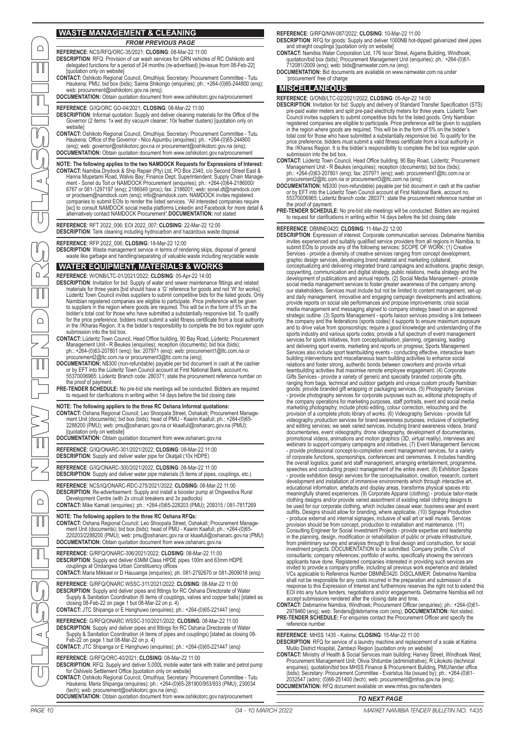## WASTE MANAGEMENT & CLEANING

*FROM PREVIOUS PAGE*

**REFERENCE**: NCS/RFQ/ORC-35/2021; **CLOSING**: 08-Mar-22 11:00
**DESCRIPTION**: RFQ: Provision of car wash services for GRN vehicles of RC Oshikoto and delegated functions for a period of 24 months (re-advertised) [re-issue from 08-Feb-22] [quotation only on website]
**CONTACT:** Oshikoto Regional Council, Omuthiya; Secretary: Procurement Committee - Tutu Haukena; PMU, bid box (bids); Saima Shikongo (enquiries); ph.: +264-(0)65-244800 (enq); web: procurement@oshikotorc.gov.na (enq);
**DOCUMENTATION:** Obtain quotation document from www.oshikotorc.gov.na/procurement

**REFERENCE**: G/IQ/ORC GO-04/2021; **CLOSING**: 08-Mar-22 11:00
**DESCRIPTION**: Informal quotation: Supply and deliver cleaning materials for the Office of the Governor (2 items: 1x wet dry vacuum cleaner; 10x feather dusters) [quotation only on website]
**CONTACT:** Oshikoto Regional Council, Omuthiya; Secretary: Procurement Committee - Tutu Haukena; Office of the Governor - Nico Aipumbu (enquiries); ph.: +264-(0)65-244800 (enq); web: governor@oshikotorc.gov.na or procurement@oshikotorc.gov.na (enq);
**DOCUMENTATION:** Obtain quotation document from www.oshikotorc.gov.na/procurement

**NOTE: The following applies to the two NAMDOCK Requests for Expressions of Interest:**
**CONTACT:** Namibia Drydock & Ship Repair (Pty) Ltd, PO Box 2340, c/o Second Street East & Hanna Mupetami Road, Walvis Bay; Finance Dept; Superintendent: Supply Chain Management - Sonel du Toit or NAMDOCK Procurement (enquiries); ph.: +264-(0)64-2186000/6767 or 081-1297197 (enq); 2186049 (proc); fax: 2186001; web: sonel.dt@namdock.com or procteam@namdock.com (enq); info@namdock.com. NAMDOCK invites registered companies to submit EOIs to render the listed services. "All interested companies require [sic] to consult NAMDOCK social media platforms Linkedin and Facebook for more detail & alternatively contact NAMDOCK Procurement".**DOCUMENTATION:** not stated

**REFERENCE**: RFT 2022_006: EOI 2022_007; **CLOSING**: 22-Mar-22 12:00
**DESCRIPTION**: Tank cleaning including hydrocarbon and hazardous waste disposal

**REFERENCE**: RFP 2022_006; **CLOSING**: 18-Mar-22 12:00
**DESCRIPTION**: Waste management service in terms of rendering skips, disposal of general waste like garbage and handling/separating of valuable waste including recyclable waste

## WATER EQUIPMENT, MATERIALS & WORKS

**REFERENCE**: W/ONB/LTC-01/2021/2022; **CLOSING**: 05-Apr-22 14:00
**DESCRIPTION**: Invitation for bid: Supply of water and sewer maintenance fittings and related materials for three years [bid should have a 'G' reference for goods and not 'W' for works]. Lüderitz Town Council invites suppliers to submit competitive bids for the listed goods. Only Namibian registered companies are eligible to participate. Price preference will be given to suppliers in the region where goods are required. This will be in the form of 5% on the bidder's total cost for those who have submitted a substantially responsive bid. To qualify for the price preference, bidders must submit a valid fitness certificate from a local authority in the //Kharas Region. It is the bidder's responsibility to complete the bid box register upon submission into the bid box.
**CONTACT:** Lüderitz Town Council, Head Office building, 90 Bay Road, Lüderitz; Procurement Management Unit - R Beukes (enquiries); reception (documents); bid box (bids); ph.: +264-(0)63-207801 (enq); fax: 207971 (enq); web: procurement1@ltc.com.na or procurement2@ltc.com.na or procurement3@ltc.com.na (enq);
**DOCUMENTATION:** N$300 (non-refundable) payable per bid document in cash at the cashier or by EFT into the Lüderitz Town Council account at First National Bank, account no. 55370006965; Lüderitz Branch code: 280371; state the procurement reference number on the proof of payment.
**PRE-TENDER SCHEDULE:** No pre-bid site meetings will be conducted. Bidders are required to request for clarifications in writing within 14 days before the bid closing date

**NOTE: The following appliers to the three RC Oshana Informal quotations:**
**CONTACT:** Oshana Regional Council; Leo Shoopala Street, Oshakati; Procurement Management Unit (documents); bid box (bids); head of PMU - Kaarin Kaafuli; ph.: +264-(0)65-2288200 (PMU); web: pmu@oshanarc.gov.na or kkaafuli@oshanarc.gov.na (PMU); [quotation only on website]
**DOCUMENTATION:** Obtain quotation document from www.oshanarc.gov.na

**REFERENCE**: G/IQ/ONARC-301/2021/2022; **CLOSING**: 08-Mar-22 11:00
**DESCRIPTION**: Supply and deliver water pipe for Okatjali (10x HDPE)

**REFERENCE**: G/IQ/ONARC-300/2021/2022; **CLOSING**: 08-Mar-22 11:00
**DESCRIPTION**: Supply and deliver water pipe materials (5 items of pipes, couplings, etc.)

**REFERENCE**: NCS/IQ/ONARC-RDC-275/2021/2022; **CLOSING**: 08-Mar-22 11:00
**DESCRIPTION**: Re-advertisement: Supply and install a booster pump at Ongwediva Rural Development Centre (with 2x circuit breakers and 3x padlocks)
**CONTACT:** Mike Kamati (enquiries); ph.: +264-(0)65-228203 (PMU); 209315 / 081-7817269

**NOTE: The following appliers to the three RC Oshana RFQs:**
**CONTACT:** Oshana Regional Council; Leo Shoopala Street, Oshakati; Procurement Management Unit (documents); bid box (bids); head of PMU - Kaarin Kaafuli; ph.: +264-(0)65-220203/2288200 (PMU); web: pmu@oshanarc.gov.na or kkaafuli@oshanarc.gov.na (PMU)
**DOCUMENTATION:** Obtain quotation document from www.oshanarc.gov.na

**REFERENCE**: G/RFQ/ONARC-306/2021/2022; **CLOSING**: 08-Mar-22 11:00
**DESCRIPTION**: Supply and deliver 63MM Class HPDE pipes 100m and 63mm HDPE couplings at Ondangwa Urban Constituency offices
**CONTACT:** Maria Mikkael or D Hauuanga (enquiries); ph. 081-2792670 or 081-2609018 (enq)

**REFERENCE**: G/RFQ/ONARC WSSC-311/2021/2022; **CLOSING**: 08-Mar-22 11:00
**DESCRIPTION**: Supply and deliver pipes and fittings for RC Oshana Directorate of Water Supply & Sanitation Coordination (6 items of couplings, valves and copper balls) [stated as closing 08-Feb-22 on page 1 but 08-Mar-22 on p. 4)
**CONTACT:** JTC Shipanga or E Hanghuwo (enquiries); ph.: +264-(0)65-221447 (enq)

**REFERENCE**: G/RFQ/ONARC WSSC-310/2021/2022; **CLOSING**: 08-Mar-22 11:00
**DESCRIPTION**: Supply and deliver pipes and fittings for RC Oshana Directorate of Water Supply & Sanitation Coordination (4 items of pipes and couplings) [stated as closing 08-Feb-22 on page 1 but 08-Mar-22 on p. 4)
**CONTACT:** JTC Shipanga or E Hanghuwo (enquiries); ph.: +264-(0)65-221447 (enq)

**REFERENCE**: G/RFQ/ORC-40/2021; **CLOSING**: 08-Mar-22 11:00
**DESCRIPTION**: RFQ: Supply and deliver 5,000L mobile water tank with trailer and petrol pump for Oshivelo Settlement Office [quotation only on website]
**CONTACT:** Oshikoto Regional Council, Omuthiya; Secretary: Procurement Committee - Tutu Haukena; Maria Shipanga (enquiries); ph.: +264-(0)65-281900/953/933 (PMU); 230034 (tech); web: procurement@oshikotorc.gov.na (enq);
**DOCUMENTATION:** Obtain quotation document from www.oshikotorc.gov.na/procurement

**REFERENCE**: G/RFQ/NW-087/2022; **CLOSING**: 10-Mar-22 11:00
**DESCRIPTION**: RFQ for goods: Supply and deliver 1000NB hot-dipped galvanized steel pipes and straight couplings [quotation only on website]
**CONTACT:** Namibia Water Corporation Ltd, 176 Iscor Street, Aigams Building, Windhoek; quotation/bid box (bids); Procurement Management Unit (enquiries); ph.: +264-(0)61-712081/2009 (enq); web: bids@namwater.com.na (enq);
**DOCUMENTATION:** Bid documents are available on www.namwater.com.na under 'procurement' free of charge

## MISCELLANEOUS

**REFERENCE**: G/ONB/LTC-02/2021/2022; **CLOSING**: 05-Apr-22 14:00
**DESCRIPTION**: Invitation for bid: Supply and delivery of Standard Transfer Specification (STS) pre-paid water meters and split pre-paid electricity meters for three years. Lüderitz Town Council invites suppliers to submit competitive bids for the listed goods. Only Namibian registered companies are eligible to participate. Price preference will be given to suppliers in the region where goods are required. This will be in the form of 5% on the bidder's total cost for those who have submitted a substantially responsive bid. To qualify for the price preference, bidders must submit a valid fitness certificate from a local authority in the //Kharas Region. It is the bidder's responsibility to complete the bid box register upon submission into the bid box.
**CONTACT:** Lüderitz Town Council, Head Office building, 90 Bay Road, Lüderitz; Procurement Management Unit - R Beukes (enquiries); reception (documents); bid box (bids); ph.: +264-(0)63-207801 (enq); fax: 207971 (enq); web: procurement1@ltc.com.na or procurement2@ltc.com.na or procurement3@ltc.com.na (enq);
**DOCUMENTATION:** N$300 (non-refundable) payable per bid document in cash at the cashier or by EFT into the Lüderitz Town Council account at First National Bank, account no. 55370006965; Lüderitz Branch code: 280371; state the procurement reference number on the proof of payment.
**PRE-TENDER SCHEDULE:** No pre-bid site meetings will be conducted. Bidders are required to request for clarifications in writing within 14 days before the bid closing date

**REFERENCE**: DBMNE0420; **CLOSING**: 11-Mar-22 12:00
**DESCRIPTION**: Expression of interest: Corporate communication services. Debmarine Namibia invites experienced and suitably qualified service providers from all regions in Namibia, to submit EOIs to provide any of the following services: SCOPE OF WORK: (1) Creative Services - provide a diversity of creative services ranging from concept development, graphic design services, developing brand material and marketing collateral, conceptualizing and delivering integrated brand campaigns and activations, graphic design, copywriting, communication and digital strategy, public relations, media strategy and the development of publications and annual reports. (2) Social Media Management - provide social media management services to foster greater awareness of the company among our stakeholders. Services must include but not be limited to content management, set-up and daily management, innovative and engaging campaign developments and activations; provide reports on social site performances and propose improvements; crisis social media management and messaging aligned to company strategy based on an approved strategic outline. (3) Sports Management - sports liaison services providing a link between the company and the federations (sports codes) it supports to ensure maximum exposure and to drive value from sponsorships; require a good knowledge and understanding of the sports industry and various sports codes; provide a full spectrum of event management services for sports initiatives, from conceptualisation, planning, organising, leading and delivering sport events, marketing and reports on progress; Sports Management Services also include sport teambuilding events - conducting effective, interactive team building interventions and miscellaneous team building activities to enhance social relations and foster strong, authentic bonds between coworkers and provide virtual teambuilding activities that maximise remote employee engagement. (4) Corporate Gifts Services - provide a variety of generic and specialty branded corporate gifts, ranging from bags, technical and outdoor gadgets and unique custom proudly Namibian goods; provide branded gift wrapping or packaging services. (5) Photography Services - provide photography services for corporate purposes such as, editorial photography of the company operations for marketing purposes, staff portraits, event and social media marketing photography; include photo editing, colour correction, retouching and the provision of a complete photo library of works. (6) Videography Services - provide full videography production services for brand awareness purposes, inclusive of scriptwriting and editing services; we seek varied services, including brand awareness videos, brand documentaries, event videography, drone videography, development of documentaries, promotional videos, animations and motion graphics (3D, virtual reality), interviews and webinars to support company campaigns and initiatives. (7) Event Management Services - provide professional concept-to-completion event management services, for a variety of corporate functions, sponsorships, conferences and ceremonies. It includes handling the overall logistics, guest and staff management, arranging entertainment, programme, speeches and conducting project management of the entire event. (8) Exhibition Spaces - provide exhibition design services for the conceptualisation, creation, research, content development and installation of immersive environments which through interactive art, educational information, artefacts and display areas, transforms physical spaces into meaningfully shared experiences. (9) Corporate Apparel (clothing) - produce tailor-made clothing designs and/or provide varied assortment of existing retail clothing designs to be used for our corporate clothing, which includes casual wear, business wear and event outfits. Designs should allow for branding, where applicable. (10) Signage Production - produce external and internal signages, inclusive of wall art or wall murals. Services provision should be from concept, production to installation and maintenance. (11) Consulting Engineer for Social Investment Projects - provide expertise and leadership in the planning, design, modification or rehabilitation of public or private infrastructure, from preliminary survey and analysis through to final design and construction, for social investment projects. DOCUMENTATION to be submitted: Company profile; CVs of consultants; company references; portfolio of works, specifically showing the service/s applicants have done. Registered companies interested in providing such services are invited to provide a company profile, including all previous work experience and detailed VCs applicable to Reference Number DBMNE0420. DISCLAIMER: Debmarine Namibia shall not be responsible for any costs incurred in the preparation and submission of a response to this Expression of Interest and furthermore reserves the right not to extend this EOI into any future tenders, negotiations and/or engagements. Debmarine Namibia will not accept submissions rendered after the closing date and time.
**CONTACT:** Debmarine Namibia; Windhoek; Procurement Officer (enquiries); ph.: +264-(0)61-2978460 (enq); web: Tenders@debmarine.com (enq); **DOCUMENTATION:** Not stated.
**PRE-TENDER SCHEDULE:** For enquiries contact the Procurement Officer and specify the reference number

**REFERENCE**: MHSS 1435 - Katima; **CLOSING**: 15-Mar-22 11:00
**DESCRIPTION**: RFQ for service of a laundry machine and replacement of a scale at Katima Mulilo District Hospital, Zambezi Region [quotation only on website]
**CONTACT:** Ministry of Health & Social Services main building; Harvey Street, Windhoek West; Procurement Management Unit; Olivia Shitumbe (administrative); R Likokoto (technical enquiries); quotation/bid box MHSS Finance & Procurement Building, PMU/tender office (bids); Secretary: Procurement Committee - Evaristus Iita (issued by); ph.: +264-(0)61-2032547 (adm); (0)66-251400 (tech); web: procurement@mhss.gov.na (enq);
**DOCUMENTATION:** RFQ document available on www.mhss.gov.na/tenders

*TO NEXT PAGE*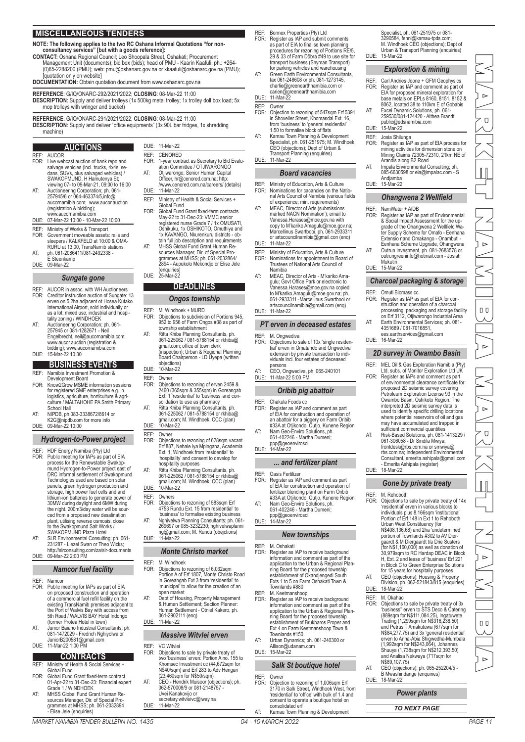## MISCELLANEOUS TENDERS

**NOTE: The following applies to the two RC Oshana Informal Quotations "for non-consultancy services" [but with a goods reference]:**

**CONTACT:** Oshana Regional Council; Leo Shoopala Street, Oshakati; Procurement Management Unit (documents); bid box (bids); head of PMU - Kaarin Kaafuli; ph.: +264-(0)65-2288200 (PMU); web: pmu@oshanarc.gov.na or kkaafuli@oshanarc.gov.na (PMU); [quotation only on website]

**DOCUMENTATION:** Obtain quotation document from www.oshanarc.gov.na

**REFERENCE**: G/IQ/ONARC-292/2021/2022; **CLOSING**: 08-Mar-22 11:00
**DESCRIPTION**: Supply and deliver trolleys (1x 500kg metal trolley; 1x trolley doll box load; 5x mop trolleys with wringer and bucket)

**REFERENCE**: G/IQ/ONARC-291/2021/2022; **CLOSING**: 08-Mar-22 11:00
**DESCRIPTION**: Supply and deliver "office equipments" (3x 90L bar fridges, 1x shredding machine)

## AUCTIONS

REF: AUCOR
FOR: Live webcast auction of bank repo and salvage vehicles (incl. trucks, 4x4s, sedans, SUVs, plus salvaged vehicles) / SWAKOPMUND, H Hamutenya St; viewing 07- to 09-Mar-21, 09:00 to 16:00
AT: Auctioneering Corporation; ph. 061-257945/6 or 064-463374/5,info@aucornamibia.com; www.aucor.auction (registration & bidding); www.aucornamibia.com
DUE: 07-Mar-22 10:00 - 10-Mar-22 10:00

REF: Ministry of Works & Transport
FOR: Government moveable assets: rails and sleepers / KALKFELD at 10:00 & OMARURU at 13:00, TransNamib stations
AT: ph. 061-2086411/081-2492338 - E Steenkamp
DUE: 09-Mar-22

### *Sungate gone*

REF: AUCOR in assoc. with WH Auctioneers
FOR: Creditor instruction auction of Sungate: 13 erven on 5.2ha adjacent ot Hosea Kutako International Airport, sold individually or as a lot; mixed use, industrial and hospitality zoning / WINDHOEK
AT: Auctioneering Corporation; ph. 061-257945 or 081-1282671 - Neil Engelbrecht, neil@aucornamibia.com; www.aucor.auction (registration & bidding); www.aucornamibia.com
DUE: 15-Mar-22 10:30

## BUSINESS EVENTS

REF: Namibia Investment Promotion & Development Board
FOR: Know2Grow MSME information sessions for registered SME enterprises e.g. in logistics, agriculture, horticulture & agriculture / MALTAHOHE PA Smith Primary School Hall
AT: NIPDB, ph 083-3338672/8614 or K2G@nipdb.com for more info
DUE: 09-Mar-22 10:00

### *Hydrogen-to-Power project*

REF: HDF Energy Namibia (Pty) Ltd
FOR: Public meeting for IAPs as part of EIA process for the Renewstable Swakopmund Hydrogen-to-Power project east of DRC informal settlement of Swakopmund. Technologies used are based on solar panels, green hydrogen production and storage, high power fuel cells and and lithium-ion batteries to generate power of 30MW during daylight and 6MW during the night. 200m3/day water will be sourced from a proposed new desalination plant, utilising reverse osmosis, close to the Swakopmund Salt Works / SWAKOPMUND Plaza Hotel
AT: SLR Environmental Consulting; ph. 061-231287 - Liezel Swan or Theo Wicks; http://slrconsulting.com/za/slr-documents
DUE: 09-Mar-22 2:00 PM

### *Namcor fuel facility*

REF: Namcor
FOR: Public meeting for IAPs as part of EIA on proposed construction and operation of a commercial fuel refill facility on the existing TransNamib premises adjacent to the Port of Walvis Bay with access from 5th Road / WALVIS BAY Hotel Indongo (former Protea Hotel in town)
AT: Junior Baiano Industrial Consultants; ph. 081-1472029 - Fredrich Nghiyolwa or JuniorB200581@gmail.com
DUE: 11-Mar-22 1:00 PM

## CONTRACTS

REF: Ministry of Health & Social Services + Global Fund
FOR: Global Fund Grant fixed-term contract 01-Apr-22 to 31-Dec-23: Financial expert Grade 1 / WINDHOEK
AT: MHSS Global Fund Grant Human Resources Manager, Dir. of Special Programmes at MHSS; ph. 061-2032894 - Elise Jele (enquiries)
DUE: 11-Mar-22

REF: CENORED
FOR: 1-year contract as Secretary to Bid Evaluation Committee / OTJIWARONGO
AT: Otjiwarongo; Senior Human Capital Officer, hr@cenored.com.na; http://www.cenored.com.na/careers/ (details)
DUE: 11-Mar-22

REF: Ministry of Health & Social Services + Global Fund
FOR: Global Fund Grant fixed-term contracts May-22 to 31-Dec-23: VMMC senior registered nurse Grade 7 / 1x OMUSATI, Oshikuku, 1x OSHIKOTO, Omuthiya and 1x KAVANGO, Nkurenkuru districts - obtain full job description and requirements
AT: MHSS Global Fund Grant Human Resources Manager, Dir. of Special Programmes at MHSS; ph. 061-2032864/2894 - Aupukolo Mekondjo or Elise Jele (enquiries)
DUE: 25-Mar-22

## DEADLINES

### *Ongos township*

REF: M. Windhoek + MURD
FOR: Objections to subdivision of Portions 945, 952 to 956 of Farm Ongos #38 as part of township establishment
AT: Ritta Khiba Planning Consultants, ph. 061-225062 / 081-5788154 or rkhiba@gmail.com; office of town clerk (inspection); Urban & Regional Planning Board Chairperson - LD Uyepa (written objections)
DUE: 10-Mar-22

REF: Owner
FOR: Objections to rezoning of erven 2459 & 2460 (365sqm & 355sqm) in Goreangab Ext. 1 'residential' to 'business' and consolidation to use as pharmacy
AT: Ritta Khiba Planning Consultants, ph. 061-225062 / 081-5788154 or rkhiba@gmail.com; M. Windhoek, CCC (plan)
DUE: 10-Mar-22

REF: Owner
FOR: Objections to rezoning of 628sqm vacant Erf 887, Nehale lya Mpingana, Academia Ext. 1, Windhoek from 'residential' to 'hospitality' and consent to develop for hospitality purposes
AT: Ritta Khiba Planning Consultants, ph. 061-225062 / 081-5788154 or rkhiba@gmail.com; M. Windhoek, CCC (plan)
DUE: 10-Mar-22

REF: Owners
FOR: Objections to rezoning of 583sqm Erf 4753 Rundu Ext. 15 from 'residential' to 'business' to formalise existing business
AT: Nghivelwa Planning Consultants; ph. 061-269697 or 085-3232230; nghivelwaplanning@gmail.com; M. Rundu (obejctions)
DUE: 11-Mar-22

### *Monte Christo market*

REF: M. Windhoek
FOR: Objections to rezoning of 6,032sqm Portion A of Erf 1807, Monte Christo Road in Goreangab Ext 3 from 'residential' to 'municipal' to allow for the creation of an open market
AT: Dept of Housing, Property Management & Human Settlement; Section Planner: Human Settlement - Otniel Kakero, ph. 061-2902111 (enq)
DUE: 11-Mar-22

### *Massive Witvlei erven*

REF: VC Witvlei
FOR: Objections to sale by private treaty of two 'business' erven: Portion A no. 155 to Khomsec Investment cc (44,672sqm for N$40/sqm) and Erf 283 to Adv Hengari (23,460sqm for N$50/sqm)
AT: CEO - Hendrik Muisoor (objections); ph. 062-570008/9 or 081-2148757 - Uvei Kanakovijo or secretary.witvleivc@iway.na
DUE: 11-Mar-22

REF: Bonnex Properties (Pty) Ltd
FOR: Register as IAP and submit comments as part of EIA to finalise town planning procedures for rezoning of Portions RE/5, 29 & 33 of Farm Döbra #49 to use site for transport business (Snyman Transport) for parking vehicles and warehousing
AT: Green Earth Environmental Consultants, fax 061-248608 or ph. 081-1273145, charlie@greenearthnamibia.com or carien@greenearthnamibia.com
DUE: 11-Mar-22

REF: Owner
FOR: Objection to rezoning of 547sqm Erf 5391 in Shoveller Street, Khomasdal Ext. 16, from 'business' to 'general residential' 1.50 to formalise block of flats
AT: Kamau Town Planning & Development Specialist, ph. 061-251975; M. Windhoek CEO (objections); Dept of Urban & Transport Planning (enquiries)
DUE: 11-Mar-22

### *Board vacancies*

REF: Ministry of Education, Arts & Culture
FOR: Nominations for cacancies on the National Arts Council of Namibia (various fields of experience; min. requirements)
AT: MEAC, Director of Arts (submissions marked NACN Nomination'); email to Vanessa.Harases@moe.gov.na with copy to M'kariko Amagulu@moe.gov.na; Marcellinus Swartbooi, ph. 061-2933311 or artscouncilnamibia@gmail.com (enq)
DUE: 11-Mar-22

REF: Ministry of Education, Arts & Culture
FOR: Nominations for appointment to Board of Trustees of National Arts Council of Namibia
AT: MEAC, Director of Arts - M'kariko Amagulu; Govt Office Park or electronic to Vanessa.Harases@moe.gov.na copied to M'kariko.Amagulu@moe.gov.na; ph. 061-2933311 -Marcellinus Swartbooi or artscouncilnamibia@gmail.com (enq)
DUE: 11-Mar-22

### *PT erven in deceased estates*

REF: M. Ongwediva
FOR: Objections to sale of 10x 'single residential' erven in Omatando and Ongwediva extension by private transaction to individuals incl. four estates of deceased persons
AT: CEO, Ongwediva, ph. 065-240101
DUE: 11-Mar-22 5:00 PM

### *Oribib pig abattoir*

REF: Chakula Foods cc
FOR: Register as IAP and comment as part of EIA for construction and operation of an abattoir for a piggery on Farm Oribib #33A at Otjikondo, Outjo, Kunene Region
AT: Nam Geo-Enviro Solutions, ph. 061-402246 - Martha Dumeni; ppp@geoenvirosol
DUE: 14-Mar-22

### *... and fertilizer plant*

REF: Oasis Fertilizer
FOR: Register as IAP and comment as part of EIA for construction and operation of fertilizer blending plant on Farm Oribib #33A at Otjikondo, Outjo, Kunene Region
AT: Nam Geo-Enviro Solutions, ph. 061-402246 - Martha Dumeni; ppp@geoenvirosol
DUE: 14-Mar-22

### *New townships*

REF: M. Oshakati
FOR: Register as IAP to receive background information and comment as part of the application to the Urban & Regional Planning Board for the proposed township establishment of Okandjengedi South Exts 1 to 5 on Farm Oshakati Town & Townlands #880

REF: M. Keetmanshoop
FOR: Register as IAP to receive background information and comment as part of the application to the Urban & Regional Planning Board for the proposed township establishment of Brukharos Proper and Ext 4 on Farm Keetmanshoop Town & Townlands #150
AT: Urban Dynamics; ph. 061-240300 or Allison@udanam.com
DUE: 15-Mar-22

### *Salk St boutique hotel*

REF: Owner
FOR: Objection to rezoning of 1,006sqm Erf 3170 in Salk Street, Windhoek West, from 'residential' to 'office' with bulk of 1.4 and consent to operate a boutique hotel on consolidated erf
AT: Kamau Town Planning & Development Specialist, ph. 061-251975 or 081-3290584, fenni@kamau-tpds.com; M. Windhoek CEO (objections); Dept of Urban & Transport Planning (enquiries)
DUE: 15-Mar-22

### *Exploration & mining*

REF: Carl Andries Joone + GFM Geophysics
FOR: Register as IAP and comment as part of EIA for proposed mineral exploration for base metals on EPLs 8160, 8151, 8152 & 8062, located 38 to 110km E of Gobabis
AT: Excel Dynamic Solutions, ph. 061-259530/081-124420 - Althea Brandt; public@edsnamibia.com
DUE: 15-Mar-22

REF: Josia Shilunga
FOR: Register as IAP as part of EIA process for mining activities for dimension stone on Mining Claims 72305-72310, 21km NE of Arandis along B2 Road
AT: Impala Environmental Consulting; ph. 085-6630598 or eia@impalac.com - S Andjamba
DUE: 15-Mar-22

### *Ohangwena 2 Wellfield*

REF: NamWater + AfDB
FOR: Register as IAP as part of Environmental & Social Impact Assessment for the upgrade of the Ohangwena 2 Wellfield Water Supply Scheme for Omafo - Eenhana Extensio nand Omakango - Onambuti - Eenhana Scheme Upgrade, Ohangwena
AT: Outrun Investment, ph. 081-2683578 or outrungreeninfo@hotmail.com - Josiah Mukutiri
DUE: 15-Mar-22

### *Charcoal packaging & storage*

REF: Omuti Biomass cc
FOR: Register as IAP as part of EIA for construction and operation of a charcoal processing, packaging and storage facility on Erf 3112, Otjiwarongo Industrial Area
AT: Earth Environmental Services; ph. 081-4351689 / 081-7016851, ees.earthservices@gmail.com
DUE: 16-Mar-22

### *2D survey in Owambo Basin*

REF: MEL Oil & Gas Exploration Namibia (Pty) Ltd, subs. of Monitor Exploration Ltd UK
FOR: Register as IAPs and comment as part of environmental clearance certificate for proposed 2D seismic survey covering Petroleum Exploration License 93 in the Owambo Basin, Oshikoto Region. The interpreted 2D seismic survey data is used to identify specific drilling locations where potential reservoirs of oil and gas may have accumulated and trapped in sufficient commercial quantities
AT: Risk-Based Solutions, ph. 081-1413229 / 061-306058 - Dr Sindila Mwiya; frontdesk@rbs.com.na or smwiya@rbs.com.na; Independent Environmental Consultant, emerita.ashipala@gmail.com - Emerita Ashipala (register)
DUE: 18-Mar-22

### *Gone by private treaty*

REF: M. Rehoboth
FOR: Objections to sale by private treaty of 14x 'residential' erven in various blocks to individuals plus 8,166sqm 'institutional' Portion of Erf 148 in Ext 1 to Rehoboth Urban West Constituency (for N$408,136.68) and 2ha 'undetermined' portion of Townlands #302 to AV Diergaardt & M Diergaardt t/a Drie Susters (for N$1,160,000) as well as donation of 30,979sqm to RC Hardap DEAC in Block H, Ext. 2 and lease of 'business' Erf 221 in Block C to Green Enterprise Solutions for 15 years for hospitaliy purposes
AT: CEO (objections); Housing & Property Division, ph. 062-521843/815 (enquiries)
DUE: 18-Mar-22

REF: M. Okahao
FOR: Objections to sale by private treaty of 3x 'business' erven to STS Deco & Catering (889sqm for N$111,084.25), Ingatuwete Trading (1,299sqm for N$316,238.50) and Petrus T Amakutuwa (677sqm for N$84,277.75) and 3x 'general residential' erven to Anna-Abia Shigwedha-Mumbala (1,992sqm for N$243,064), Johannes Shuuya (1,738sqm for N$212,393.50) and Analisa Nekwaya (717sqm for N$89,107.75)
AT: CEO (objections); ph. 065-252204/5 - B Mwashindange (enquiries)
DUE: 18-Mar-22

### *Power plants*

***TO NEXT PAGE***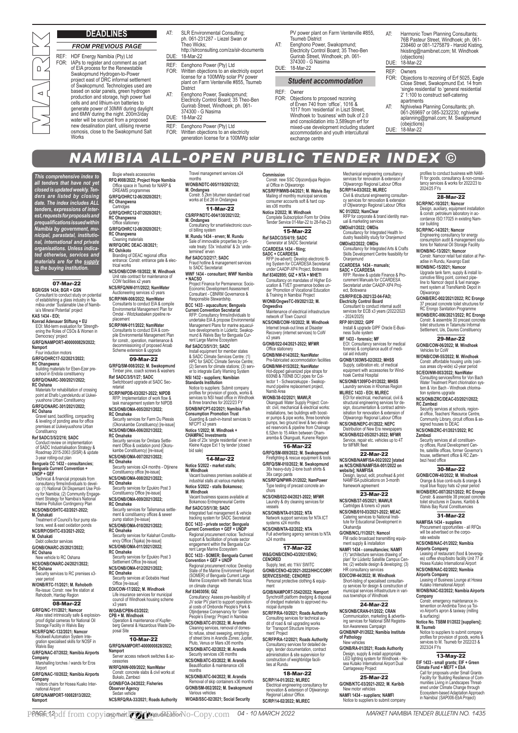# MARK

## DEADLINES

### *FROM PREVIOUS PAGE*

REF: HDF Energy Namibia (Pty) Ltd
FOR: IAPs to register and comment as part of EIA process for the Renewstable Swakopmund Hydrogen-to-Power project east of DRC informal settlement of Swakopmund. Technologies used are based on solar panels, green hydrogen production and storage, high power fuel cells and and lithium-ion batteries to generate power of 30MW during daylight and 6MW during the night. 200m3/day water will be sourced from a proposed new desalination plant, utilising reverse osmosis, close to the Swakopmund Salt Works
AT: SLR Environmental Consulting; ph. 061-231287 - Liezel Swan or Theo Wicks; http://slrconsulting.com/za/slr-documents
DUE: 18-Mar-22

REF: Eenghono Power (Pty) Ltd
FOR: Written objections to an electricity export license for a 100MWp solar PV power plant on Farm Venterville #855, Tsumeb District
AT: Eenghono Power, Swakopmund; Electricity Control Board; 35 Theo-Ben Gurirab Street, Windhoek; ph. 061-374300 - G Nasima
DUE: 18-Mar-22

REF: Eenghono Power (Pty) Ltd
FOR: Written objections to an electricity generation license for a 100MWp solar PV power plant on Farm Venterville #855, Tsumeb District
AT: Eenghono Power, Swakopmund; Electricity Control Board; 35 Theo-Ben Gurirab Street, Windhoek; ph. 061-374300 - G Nasima
DUE: 18-Mar-22

### *Student accommodation*

REF: Owner
FOR: Objections to proposed rezoning of Erven 740 from 'office', 1016 & 1017 from 'residential' in Liszt Street, Windhoek to 'business' with bulk of 2.0 and consolidation into 3,589sqm erf for mixed-use development including student accommodation and youth intercultural exchange centre
AT: Harmonic Town Planning Consultants; 76B Pasteur Street, Windhoek; ph. 061-238460 or 081-1275879 - Harold Kisting, hkisting@namibnet.com; M. Windhoek (objections)
DUE: 18-Mar-22

REF: Owners
FOR: Objections to rezoning of Erf 5025, Eagle Close Street, Swakopmund Ext. 14 from 'single residential' to 'general residential 2' 1:100 to construct self-catering apartments
AT: Nghivelwa Planning Consultants; ph. 061-269697 or 085-3232230; nghivelw aplanning@gmail.com; M. Swakopmund (objections)
DUE: 18-Mar-22

# *NAMIBIA ALL-OPEN PUBLIC TENDER INDEX ©*

***This comprehensive index to all tenders that have not yet closed is updated weekly. Tenders are listed by closing date. The index includes ALL tenders, expressions of interest, requests for proposals and prequalifications issued within Namibia by government, municipal, parastatal, institutional, international and private organisations. Unless indicated otherwise, services and materials are for the supply to the buying institution.***

## 07-Mar-22

**BGR/GSN 1434; BGR + GSN**
Consultant to conduct study on potential of establishing a glass industry in Namibia under 'Sustainable Use of Namibia's Mineral Potential' project

**KAS 1434 - EOI; Konrad Adenauer Stiftung + EU**
EOI: Mid-term evaluation for 'Strengthening the Roles of CSOs & Women in Democracy' project

**G/RFQ/NAMPORT-4000000829/2022; Namport**
Four induction motors

**G/RFQ/OHRC17-52/2021/2022; RC Ohangwena**
Building materials for Eben-Ezer preschool in Endola constituency

**G/RFQ/ONARC-300/2021/2022; RC Oshana**
Materials for rehabilitation of crossing point at Ehafo Lyandelundu at Uukwiyuushona Urban Constituency

**G/RFQ/ONARC-301/2021/2022; RC Oshana**
Gravel sand, backfilling, compacting & leveling of ponding area for office premises at Uukwiyuushona Urban Constituency

**Ref SADC/3/5/2/16; SADC**
Conduct review on implementation of SADC Industrialisation Strategy & Roadmap 2015-2063 (SISR) & update 3-year rolling-out plan

**Benguela CC 1432 - consultancies; Benguela Current Convention + UNDP + GEF**
Technical & financial proposals from consultancy firms/individuals to develop: (1) National Oil Dispersant Use Policy for Namibia; (2) Community Engagement Strategy for Namibia's National Marine Pollution Contingency Plan

**NCS/ONB/OSHTC-02/2021-2022; M. Oshakati**
Treatment of Council's four pump stations, west & east oxidation ponds

**NCS/RP/OSHTC-03/2021-2022; M. Oshakati**
Debt collector services

**G/ONB/ONARC-25/2021/2022; RC Oshana**
New vehicle to RC Oshana

**NCS/ONB/ONARC-24/2021/2022; RC Oshana**
Security services to RC premises x3-year period

**W/ONB/RTC-11/2021; M. Rehoboth**
Re-issue: Constr. new fire station at Rehoboth, Hardap Region

## 08-Mar-22

**G/RFQ/NC-111/2021; Namcor**
Atex rated intrinsically safe & explosion-proof digital cameras for National Oil Storage Facility in Walvis Bay

**NCS/RFQ/NC-132/2021; Namcor**
Rockwell Automation System Integration specialised skills for NOSF in Walvis Bay

**G/RFQ/NAC-07/2022; Namibia Airports Company**
Marshalling torches / wands for Eros Airport

**G/RFQ/NAC-10/2022; Namibia Airports Company**
Visitors chairs for Hosea Kuako International Airport

**G/RFQ/NAMPORT-10082813/2022; Namport**
Bogie wheels accessories

**RFQ #008/2022; Project Hope Namibia**
Office space in Tsumeb for NARP & DREAMS programmes

**G/RFQ/OHRC12-06/2020/2021; RC Ohangwena**
Cartridges

**G/RFQ/OHRC12-07/2020/2021; RC Ohangwena**
Office stationery

**G/RFQ/OHRC12-08/2020/2021; RC Ohangwena**
Cleaning materials

**W/RFQ/ORC DEAC-38/2021; RC Oshikoto**
Branding of DEAC regional office entrance: Constr. entrance gate & electrical works

**NCS/ONB/COW-18/2022; M. Windhoek**
Unit rate contract for maintenance of COW facilities x2 years

**NCS/RFQ/NW-011/2022; NamWater**
Auctioneering services x3 years

**SC/RP/NW-008/2022; NamWater**
Consultants to conduct EIA & compile Environmental Management Plan for Omdel - Wlotzkasbaken pipeline replacement

**SC/RP/NW-011/2022; NamWater**
Consultants to conduct EIA & compile Environmental Management Plan for constr., operation, maintenance & decommissioning of proposed Aroab Scheme extension & upgrade

## 09-Mar-22

**G/RFQ/SM-008/2022; M. Swakopmund**
Timber pine, coach screws & washers

**Ref SADC/3/5/1/27; SADC**
Switchboard upgrade at SADC Secretariat

**SC/RP/NIPDB-03/2021-2022; NIPDB**
RFP: Implementation of work flow & task management system for NIPDB

**NCS/ONB/OMA-005/2021/2022; RC Omaheke**
Security services for Farm Du Plessis (Okorukambe Constituency) [re-issue]

**NCS/ONB/OMA-006/2021/2022; RC Omaheke**
Security services for Omitara Settlement Office & oxidation pond (Okorukambe Constituency) [re-issue]

**NCS/ONB/OMA-007/2021/2022; RC Omaheke**
Security services x24 months - Otjinene Constituency office [re-issue]

**NCS/ONB/OMA-008/2021/2022; RC Omaheke**
Security services for Epukiro Post 3 Constituency Office [re-issue]

**NCS/ONB/OMA-009/2021/2022; RC Omaheke**
Security services for Talismanus settlement & constituency offices & sewer pump station [re-issue]

**NCS/ONB/OMA-010/2021/2022; RC Omaheke**
Security services for Kalahari Constituency Office (Tsjaka) [re-issue]

**NCS/ONB/OMA-011/2021/2022; RC Omaheke**
Security services for Epukiro Post 3 Settlement Office [re-issue]

**NCS/ONB/OMA-012/2021/2022; RC Omaheke**
Security services at Gobabis Head Office [re-issue]

**EOI/COW-17/2022; M. Windhoek**
Life insurance services for municipal council of Windhoek housing scheme x3 years

**W/OAB/CPBN-03/2022; CPB + M. Windhoek**
Operation & maintenance of Kupferberg General & Hazardous Waste Disposal Site

## 10-Mar-22

**G/RFQ/NAMPORT-4000000828/2022; Namport**
Server access network switches & accessories

**W/RFQ/NW-009/2022; NamWater**
Constr. concrete slabs & civil works at Bukalo, Zambezi

**G/ONB/FOA-24/2022; Fisheries Observer Agency**
Sedan vehicle

**NCS/RFQ/RA-33/2021; Roads Authority**
Travel management services x24 months

**W/ONB/NDTC-005/119/2021/22; M. Ondangwa**
Constr. 5.2km bitumen standard road works at Ext 26 in Ondangwa

## 11-Mar-22

**CS/RFP/NDTC-004/130/2021/22; M. Ondangwa**
Consultancy for smart/electronic council billing system

**M. Rundu 1434 - erven; M. Rundu**
Sale of immovable properties by private treaty: 53x 'industrial' & 2x 'undetermined' erven

**Ref SADC/3/2/217; SADC**
Fraud hotline & management services to SADC Secretariat

**WWF 1434 - consultant; WWF Namibia + NACSO**
Project Finance for Permanence: Socio-Economic Development Assessment Consultant - CBNRM Governance & Responsible Stewardship.

**BCC 1433 - aquaculture; Benguela Current Convention Secretariat**
RFP: Consultancy firms/individuals to undertake EIA & propose Environmental Management Plans for marine aquaculture developments in Lüderitz, Swakopmund & Walvis Bay for Benguela Current Large Marine Ecosystem

**Ref SADC/3/5/1/31; SADC**
Install equipment for member states & SADC Climate Services Centre: (1) HPC for SADC Climate Service Centre; (2) Servers for climate stations; (3) server to integrate Early Warning System

**NSI 1432 - suppliers; Namibian Standards Institution**
Notice to suppliers: Submit company profiles for provision of goods, works & services to NSI head office in Windhoek & three branches for 2022/23 FY

**S/ONB/NFCPT-02/2021; Namibia Fish Consumption Promotion Trust**
Guarding & cash-in-transit services to NFCPT x3 years

**Notice 1/2022; M. Windhoek + CHAMPAC Investments**
Sale of 23x 'single residential' erven in Kleine Kuppe Ext 1 by tender (closed bid sale)

## 14-Mar-22

**Notice 5/2022 - market stalls; M. Windhoek**
Vacant business premises available at industrial stalls at various markets

**Notice 5/2022 - stalls Bokamoso; M. Windhoek**
Vacant business spaces available at Bokamoso Entrepreneurial Centre

**Ref SADC/3/5/1/30; SADC**
Integrated fuel management & vehicle tracking system for SADC Secretariat

**BCC 1433 - private sector; Benguela Current Convention + GEF + UNDP**
Regional procurement notice: Technical support & facilitation of private sector engagement within the Benguela Current Large Marine Ecosystem

**BCC 1433 - SOMER; Benguela Current Convention + GEF + UNDP**
Regional procurement notice: Develop State of the Marine Environment Report (SOMER) of Benguela Current Large Marine Ecosystem with thematic focus on climate change

**Ref 83403056; GIZ**
Consultancy: Assess pre-feasibility of JV solar PV plant to support operational costs of Ombonde People's Park & Otjindjerese Conservancy for 'Green People's Energy' Project in Namibia

**NCS/ONB/ATC-01/2022; M. Arandis**
Cleaning services, removal of domestic refuse, street sweeping, emptying of street bins in Arandis Zones: Jupiter, Pluto, Venus or Mars x36 months

**NCS/ONB/ATC-02/2022; M. Arandis**
Security services x36 months

**NCS/ONB/ATC-03/2022; M. Arandis**
Beautification & maintenance x36 months

**NCS/ONB/ATC-04/2022; M. Arandis**
Removal of skip containers x36 months

**G/ONB/SM-002/2022; M. Swakopmund**
Various vehicles

**W/OAB/SSC-02/2021; Social Security Commission**
Constr. new SSC Otjozondjupa Regional Office in Otjiwarongo

**NCS/RFP/MWB-04/2021; M. Walvis Bay**
Mailing of monthly municipal services consumer accounts soft & hard copies x36 months

**Notice 2/2022; M. Windhoek**
Complete Subscription Form for Online Tender Service 01-Mar-22 to 28-Feb-23

## 15-Mar-22

**Ref SADC/3/5/4/19; SADC**
Generator at SADC Secretariat

**CCARDESA 1434 - filing; SADC + CCARDESA**
RFP (re-advert): Develop electronic filing System for CCARDESA Secretariat under CAADP-XP4 Project, Botswana

**Ref 83402895; GIZ + NTA + MHETI**
Consultancy on mandates of Higher Education & TVET governance bodies under 'Promotion of Vocational Education & Training in Namibia' Project

**W/ONB/OngweTC-09/2021/22; M. Ongwediva**
Maintenance of electrical infrastructure network of Town Council

**NCS/ONB/COW-10/2022; M. Windhoek**
Internet break-out lines at Disaster Recovery (internet services) to CoW x3 years

**G/ONB/022-04/2021-2022; MFMR**
Office stationery

**G/ONB/NW-014/2022; NamWater**
Pre-fabricated accommodation facilities

**G/ONB/NW-015/2022; NamWater**
Hot-dipped galvanized pipe straps for 600NB & 700NB DCI pipes for Collector 1 - Schwarzekuppe - Swakopmund pipeline replacement project, Namib Area

**W/ONB/38-02/2021; MAWLR**
Okanguati Water Supply Project: Constr. civil, mechanical & electrical works: installations, two buildings with booster pumps & pipe works, three borehole pumps, two ground level & two elevated reservoirs & pipeline from Chainage 6.52km to 15.44km between Ohamaremba & Okanguati, Kunene Region

## 16-Mar-22

**G/RFQ/SM-009/2022; M. Swakopmund**
Firefighting & rescue equipment & tools

**G/RFQ/SM-010/2022; M. Swakopmund**
36x heavy-duty 2-tone bush shirts & 36x cargo pants

**NCS/RFQ/NPWR-31/2022; NamPower**
Type testing of precast concrete anchors

**NCS/ONB/022-04/2021-2022; MFMR**
Laundry & dry cleaning services for vessels

**NCS/ONB/NTA-01/2022; NTA**
Network support services for NTA ICT systems x24 months

**NCS/ONB/NTA-02/2022; NTA**
Full advertising agency services to NTA x24 months

## 17-Mar-22

**W&G/ONB/CENO-43/2021/ENG; CENORED**
Supply, test, etc 11kV SWITC

**G/ONB/CENO-42/2021-2022/HHC/CORP/SERVICES/HSE; CENORED**
Personal protective clothing & equipment

**G/OIB/NAMPORT-35422/2022; Namport**
Synchrolift platform dredging & disposal of dredged materials to approved municipal dumpsite

**SC/RFP/RA-10/2021; Roads Authority**
Consulting services for technical audit of road & rail upgrading works for 'Transport Structure Improvement' Project

**SC/RFP/RA-12/2021; Roads Authority**
Consultancy services for detailed design, tender documentation, contract administration & site supervision for construction of weighbridge facilities at Rundu

## 18-Mar-22

**SC/RP/14-01/2022; MLIREC**
Electrical engineering consultancy for renovation & extension of Otjiwarongo Regional Labour Office.

**SC/RP/14-02/2022; MLIREC**
Mechanical engineering consultancy services for renovation & extension of Otjiwarongo Regional Labour Office

**SC/RP/14-03/2022; MLIREC**
Civil & structural engineering consultancy services for renovation & extension of Otjiwarongo Regional Labour Office

**NC 01/2022; NamClear**
RFP for corporate & brand identity manual & marketing services

**OMDis01/2022; OMDis**
Consultancy for Integrated Health Industry feasibility study for Oranjemund

**OMDis02/2022; OMDis**
Consultancy for Integrated Arts & Crafts Skills Development Centre feasibility for Oranjemund

**CCARDESA 1434 - manuals; SADC + CCARDESA**
RFP: Review & update Finance & Procurement Manuals for CCARDESA Secretariat under CAADP-XP4 Project, Botswana

**CS/RFP/ECB-2021/22-04-FAD; Electricity Control Board**
Consultant to conduct internal audit services for ECB x3 years (2022/2023 - 2024/2025)

**RFP 001/2022; GIPF**
Install & upgrade GIPF Oracle E-Business Suite system

**MF 1433 - forensic; MF**
EOI: Consultancy services for medical forensic & compliance audit of medical aid industry

**G/ONB/1303WS-02/2022; MHSS**
Supply, calibration etc. of medical equipment with accessories for Windhoek Central Hospital

**NCS/ONB/1309FO-01/2022; MHSS**
Laundry services in Khomas Region

**MLIREC 1433 - EOI; MLIREC**
EOI for electrical, mechanical, civil & structural engineering services for design, documentation & contract administration for renovation & extension of Otjiwarongo Regional Labour Office

**NCS/ONB/NEPC-01/2022; NEPC**
Distribution of New Era newspapers

**NCS/ONB/022-05/2021-2022; MFMR**
Service, repair etc. vehicles up to 4T for MFMR fleet

## 22-Mar-22

**NCS/ONB/NAMFISA-002/2022 [stated as NCS/ONB/NAMFISA-001/2022 on website]; NAMFISA**
Design, layout, edit, proofread & print NAMFISA publications on 3-month framework agreement

## 23-Mar-22

**NCS/ONB/37-05/2021; MAWLR**
Cartridges & toners x3 years

**NCS/ONB/010-03/2021-2022; MEAC**
Catering services to National Institute for Educational Development in Okahandja

**G/ONB/NCL/11/2021; Namcol**
FM radio broadcast transmitting equipment supply & installation

**NAMFI 1434 - consultancies; NAMFI**
(1) "architecture services drawing of plan" for Lüderitz Satellite Campus Centre; (2) website design & developing; (3) HR consultancy services

**EOI/COW-44/2022; M. Windhoek**
Short-listing of specialised consultancy services for design & construction of municipal services infrastructure in various townships of Windhoek

## 24-Mar-22

**NCS/ONB/CRAN-01/2022; CRAN**
Communication, marketing & advertising services for National SIM Registration Awareness Campaign

**G/ONB/NIP-01/2022; Namibia Institute of Pathology**
New vehicles

**G/ONB/RA-01/2021; Roads Authority**
Design, supply & install appropriate LED lighting system for Windhoek - Hosea Kutako International Airport Dual Carriageway Project

## 25-Mar-22

**G/ONB/KTC-03/2021-2022; M. Karibib**
New motor vehicles

**NAMFI 1434 - suppliers; NAMFI**
Notice to suppliers to submit company profiles to conduct business with NAMFI for goods, consultancy & non-consultancy services & works for 2022/23 to 2024/25 FYs

## 28-Mar-22

**SC/RP/NC-10/2021; Namcor**
Design, auxiliary, equipment installation & constr. petroleum laboratory in accordance ISO:17025 in existing Namcor building

**SC/RP/NC-14/2021; Namcor**
Engineering consultancy for energy consumption audit & management solutions for National Oil Storage Facility

**W/ONB/NC-13/2021; Namcor**
Constr. Namcor retail fuel station at Paradise in Rundu, Kavango East

**W/ONB/NC-15/2021; Namcor**
Upgrade tank farm, supply & install locomotive filling point, connect pipeline to Namcor depot & fuel management system at TransNamib Depot in Otjiwarongo

**G/ONB/ERC-002/2021/2022; RC Erongo**
37 precast concrete toilet structures for RC Erongo Sanitation Programme

**W/ONB/ERC-006/2021/2022; RC Erongo**
Constr. & assemble 30 precast concrete toilet structures in Tatamutsi Informal Settlement, Uis, Daures Constituency

## 29-Mar-22

**G/ONB/COW-06/2022; M. Windhoek**
Vehicles for CoW

**W/ONB/COW-55/2022; M. Windhoek**
Constr. affordable housing units (various areas city-wide) x2-year period

**SC/EOI/NW-003/2022; NamWater**
Consulting services/firms for Von Bach Water Treatment Plant chlorination system & Von Bach - Windhoek chlorination systems upgrade

**NCS/ONB/ZRC/DEAC-03/2021/2022; RC Zambezi**
Security services at schools, regional office, Teachers' Resource Centre, Community Library, circuit offices & assigned houses to DEAC

**NCS/ONB/ZRC-01/2021/2022; RC Zambezi**
Security services at all constituency offices, Rural Development Centre, satellite offices, former Governor's house, settlement office & RC Zambezi head office

## 30-Mar-22

**G/ONB/COW-40/2022; M. Windhoek**
Orange & blue conti-suits & orange & royal blue floppy hats x2-year period

**W/ONB/ERC-007/2021/2022; RC Erongo**
Constr. & assemble 38 precast concrete toilet structures in Daures, Karibib & Walvis Bay Rural Constituencies

## 31-Mar-22

**NAMFISA 1434 - suppliers**
Procurement opportunities - all RFQs will be advertised on the corporate website

**NCS/ONB/NAC-01/2022; Namibia Airports Company**
Leasing of restaurant (food & beverages) coffee shop/bistro facility Unit 77 at Hosea Kutako International Airport

**NCS/ONB/NAC-02/2022; Namibia Airports Company**
Leasing of Business Lounge at Hosea Kutako International Airport

**W/ONB/NAC-02/2022; Namibia Airports Company**
Constr. emergency maintenance intervention on Andimba Toivo ya Toivo Airport's apron & taxiway (milling & surfacing)

**Notice No. TSBM 01/2022 [suppliers]; M. Tsumeb**
Notice to suppliers to submit company profiles for provision of goods, works & services to M. Tsumeb for 2022/23 & 2023/24 FYs

## 13-May-22

**EIF 1433 - small grants; EIF + Green Climate Fund + MEFT + EbA**
Call for proposals under Small Grants Facility for 'Building Resilience of Communities Living in Landscapes Threatened under Climate Change through Ecosystem-based Adaptation Approach in Namibia' (SAP006-EbA Project)